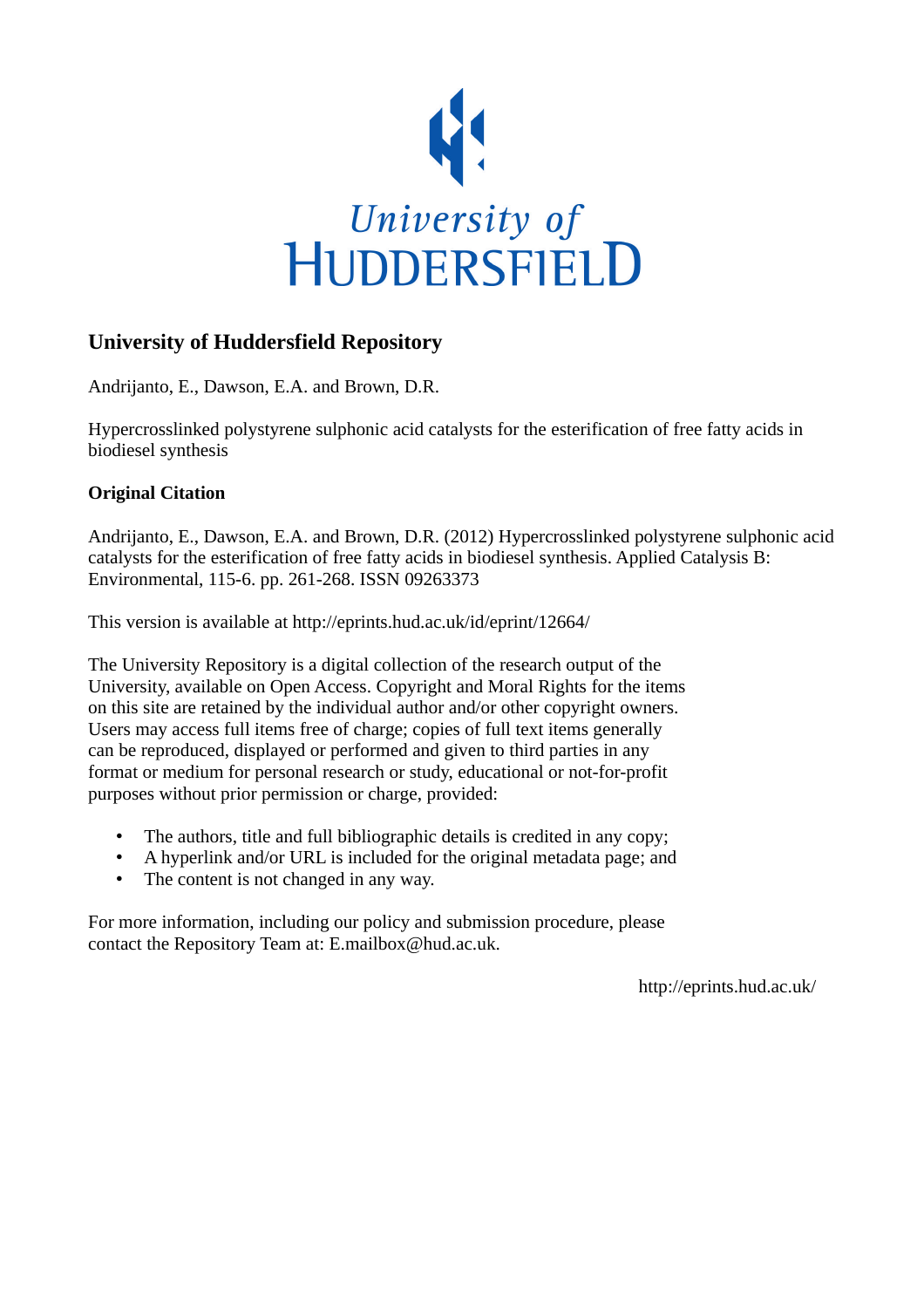University of Huddersfield

## University of Huddersfield Repository

Andrijanto, E., Dawson, E.A. and Brown, D.R.

Hypercrosslinked polystyrene sulphonic acid catalysts for the esterification of free fatty acids in biodiesel synthesis

### Original Citation

Andrijanto, E., Dawson, E.A. and Brown, D.R. (2012) Hypercrosslinked polystyrene sulphonic acid catalysts for the esterification of free fatty acids in biodiesel synthesis. Applied Catalysis B: Environmental, 115-6. pp. 261-268. ISSN 09263373

This version is available at http://eprints.hud.ac.uk/id/eprint/12664/

The University Repository is a digital collection of the research output of the University, available on Open Access. Copyright and Moral Rights for the items on this site are retained by the individual author and/or other copyright owners. Users may access full items free of charge; copies of full text items generally can be reproduced, displayed or performed and given to third parties in any format or medium for personal research or study, educational or not-for-profit purposes without prior permission or charge, provided:

- The authors, title and full bibliographic details is credited in any copy;
- A hyperlink and/or URL is included for the original metadata page; and
- The content is not changed in any way.

For more information, including our policy and submission procedure, please contact the Repository Team at: E.mailbox@hud.ac.uk.

http://eprints.hud.ac.uk/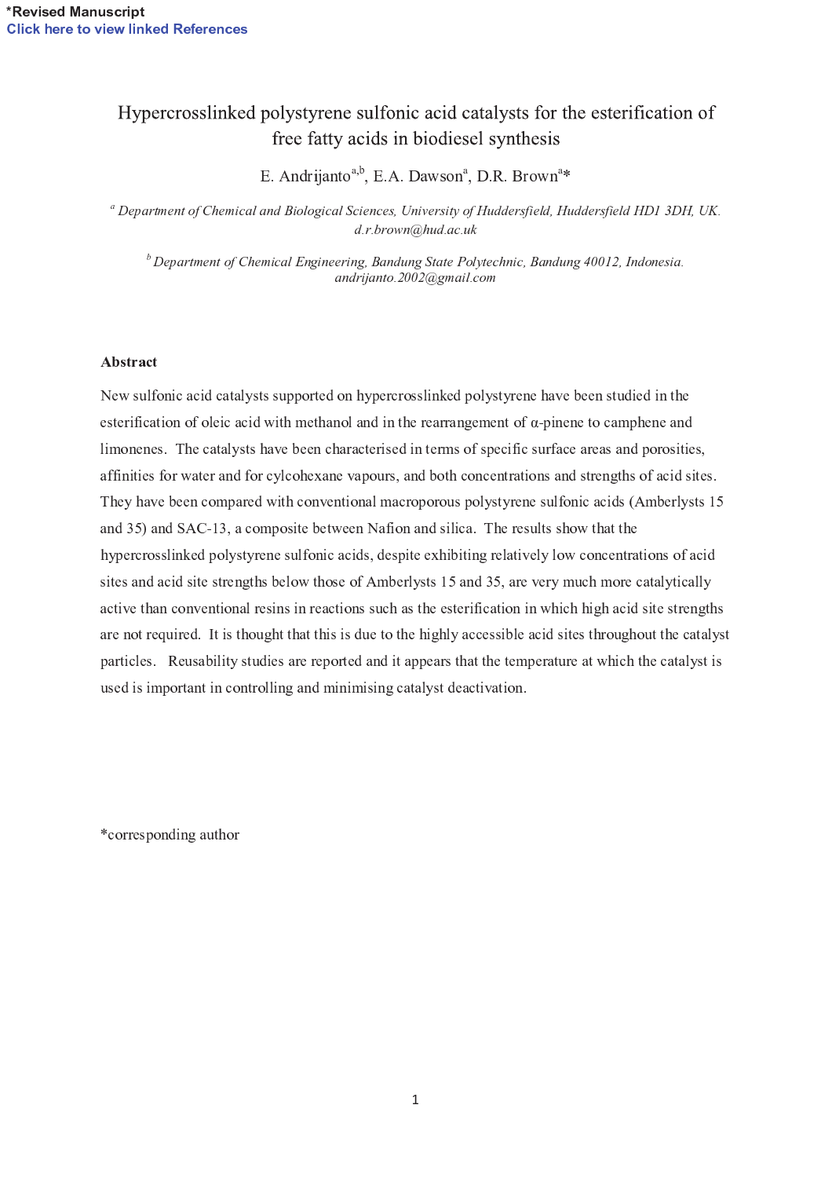# Hypercrosslinked polystyrene sulfonic acid catalysts for the esterification of free fatty acids in biodiesel synthesis

E. Andrijanto[a,b], E.A. Dawson[a], D.R. Brown[a]*

[a] *Department of Chemical and Biological Sciences, University of Huddersfield, Huddersfield HD1 3DH, UK. d.r.brown@hud.ac.uk*

[b] *Department of Chemical Engineering, Bandung State Polytechnic, Bandung 40012, Indonesia. andrijanto.2002@gmail.com*

## Abstract

New sulfonic acid catalysts supported on hypercrosslinked polystyrene have been studied in the esterification of oleic acid with methanol and in the rearrangement of α-pinene to camphene and limonenes. The catalysts have been characterised in terms of specific surface areas and porosities, affinities for water and for cylcohexane vapours, and both concentrations and strengths of acid sites. They have been compared with conventional macroporous polystyrene sulfonic acids (Amberlysts 15 and 35) and SAC-13, a composite between Nafion and silica. The results show that the hypercrosslinked polystyrene sulfonic acids, despite exhibiting relatively low concentrations of acid sites and acid site strengths below those of Amberlysts 15 and 35, are very much more catalytically active than conventional resins in reactions such as the esterification in which high acid site strengths are not required. It is thought that this is due to the highly accessible acid sites throughout the catalyst particles. Reusability studies are reported and it appears that the temperature at which the catalyst is used is important in controlling and minimising catalyst deactivation.

*corresponding author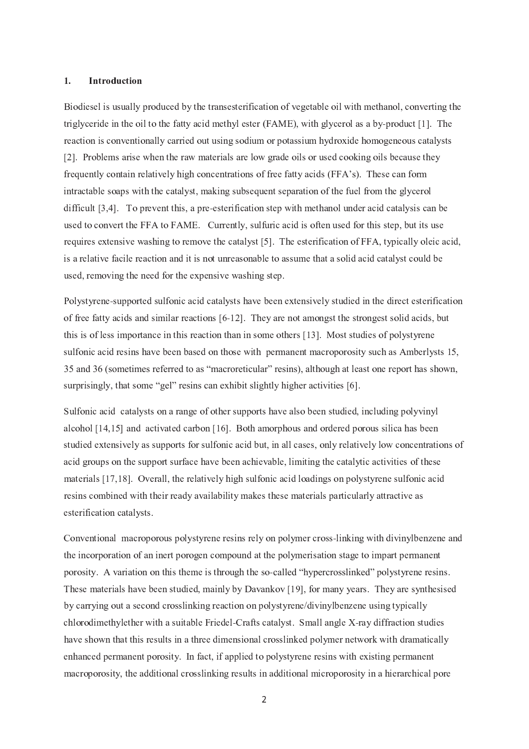## 1. Introduction

Biodiesel is usually produced by the transesterification of vegetable oil with methanol, converting the triglyceride in the oil to the fatty acid methyl ester (FAME), with glycerol as a by-product [1]. The reaction is conventionally carried out using sodium or potassium hydroxide homogeneous catalysts [2]. Problems arise when the raw materials are low grade oils or used cooking oils because they frequently contain relatively high concentrations of free fatty acids (FFA's). These can form intractable soaps with the catalyst, making subsequent separation of the fuel from the glycerol difficult [3,4]. To prevent this, a pre-esterification step with methanol under acid catalysis can be used to convert the FFA to FAME. Currently, sulfuric acid is often used for this step, but its use requires extensive washing to remove the catalyst [5]. The esterification of FFA, typically oleic acid, is a relative facile reaction and it is not unreasonable to assume that a solid acid catalyst could be used, removing the need for the expensive washing step.

Polystyrene-supported sulfonic acid catalysts have been extensively studied in the direct esterification of free fatty acids and similar reactions [6-12]. They are not amongst the strongest solid acids, but this is of less importance in this reaction than in some others [13]. Most studies of polystyrene sulfonic acid resins have been based on those with permanent macroporosity such as Amberlysts 15, 35 and 36 (sometimes referred to as "macroreticular" resins), although at least one report has shown, surprisingly, that some "gel" resins can exhibit slightly higher activities [6].

Sulfonic acid catalysts on a range of other supports have also been studied, including polyvinyl alcohol [14,15] and activated carbon [16]. Both amorphous and ordered porous silica has been studied extensively as supports for sulfonic acid but, in all cases, only relatively low concentrations of acid groups on the support surface have been achievable, limiting the catalytic activities of these materials [17,18]. Overall, the relatively high sulfonic acid loadings on polystyrene sulfonic acid resins combined with their ready availability makes these materials particularly attractive as esterification catalysts.

Conventional macroporous polystyrene resins rely on polymer cross-linking with divinylbenzene and the incorporation of an inert porogen compound at the polymerisation stage to impart permanent porosity. A variation on this theme is through the so-called "hypercrosslinked" polystyrene resins. These materials have been studied, mainly by Davankov [19], for many years. They are synthesised by carrying out a second crosslinking reaction on polystyrene/divinylbenzene using typically chlorodimethylether with a suitable Friedel-Crafts catalyst. Small angle X-ray diffraction studies have shown that this results in a three dimensional crosslinked polymer network with dramatically enhanced permanent porosity. In fact, if applied to polystyrene resins with existing permanent macroporosity, the additional crosslinking results in additional microporosity in a hierarchical pore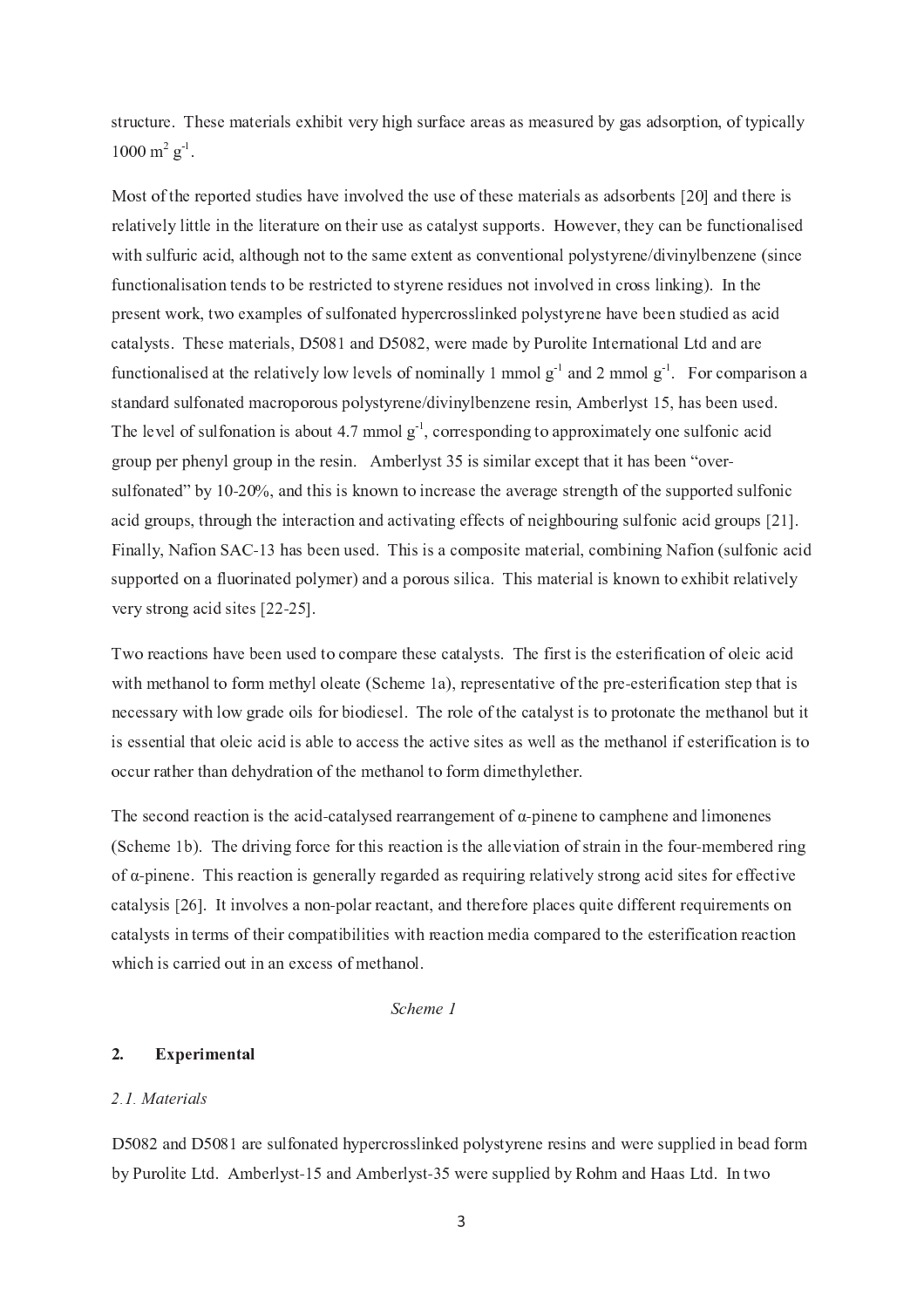structure. These materials exhibit very high surface areas as measured by gas adsorption, of typically 1000 $m^2$ $g^{-1}$.

Most of the reported studies have involved the use of these materials as adsorbents [20] and there is relatively little in the literature on their use as catalyst supports. However, they can be functionalised with sulfuric acid, although not to the same extent as conventional polystyrene/divinylbenzene (since functionalisation tends to be restricted to styrene residues not involved in cross linking). In the present work, two examples of sulfonated hypercrosslinked polystyrene have been studied as acid catalysts. These materials, D5081 and D5082, were made by Purolite International Ltd and are functionalised at the relatively low levels of nominally 1 mmol $g^{-1}$ and 2 mmol $g^{-1}$. For comparison a standard sulfonated macroporous polystyrene/divinylbenzene resin, Amberlyst 15, has been used. The level of sulfonation is about 4.7 mmol $g^{-1}$, corresponding to approximately one sulfonic acid group per phenyl group in the resin. Amberlyst 35 is similar except that it has been "over-sulfonated" by 10-20%, and this is known to increase the average strength of the supported sulfonic acid groups, through the interaction and activating effects of neighbouring sulfonic acid groups [21]. Finally, Nafion SAC-13 has been used. This is a composite material, combining Nafion (sulfonic acid supported on a fluorinated polymer) and a porous silica. This material is known to exhibit relatively very strong acid sites [22-25].

Two reactions have been used to compare these catalysts. The first is the esterification of oleic acid with methanol to form methyl oleate (Scheme 1a), representative of the pre-esterification step that is necessary with low grade oils for biodiesel. The role of the catalyst is to protonate the methanol but it is essential that oleic acid is able to access the active sites as well as the methanol if esterification is to occur rather than dehydration of the methanol to form dimethylether.

The second reaction is the acid-catalysed rearrangement of α-pinene to camphene and limonenes (Scheme 1b). The driving force for this reaction is the alleviation of strain in the four-membered ring of α-pinene. This reaction is generally regarded as requiring relatively strong acid sites for effective catalysis [26]. It involves a non-polar reactant, and therefore places quite different requirements on catalysts in terms of their compatibilities with reaction media compared to the esterification reaction which is carried out in an excess of methanol.

*Scheme 1*

## 2. Experimental

### *2.1. Materials*

D5082 and D5081 are sulfonated hypercrosslinked polystyrene resins and were supplied in bead form by Purolite Ltd. Amberlyst-15 and Amberlyst-35 were supplied by Rohm and Haas Ltd. In two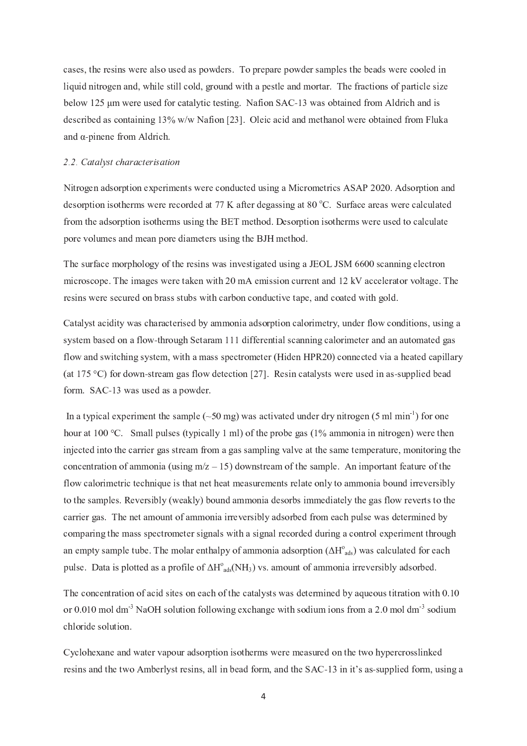cases, the resins were also used as powders. To prepare powder samples the beads were cooled in liquid nitrogen and, while still cold, ground with a pestle and mortar. The fractions of particle size below 125 μm were used for catalytic testing. Nafion SAC-13 was obtained from Aldrich and is described as containing 13% w/w Nafion [23]. Oleic acid and methanol were obtained from Fluka and α-pinene from Aldrich.

### *2.2. Catalyst characterisation*

Nitrogen adsorption experiments were conducted using a Micrometrics ASAP 2020. Adsorption and desorption isotherms were recorded at 77 K after degassing at 80 °C. Surface areas were calculated from the adsorption isotherms using the BET method. Desorption isotherms were used to calculate pore volumes and mean pore diameters using the BJH method.

The surface morphology of the resins was investigated using a JEOL JSM 6600 scanning electron microscope. The images were taken with 20 mA emission current and 12 kV accelerator voltage. The resins were secured on brass stubs with carbon conductive tape, and coated with gold.

Catalyst acidity was characterised by ammonia adsorption calorimetry, under flow conditions, using a system based on a flow-through Setaram 111 differential scanning calorimeter and an automated gas flow and switching system, with a mass spectrometer (Hiden HPR20) connected via a heated capillary (at 175 °C) for down-stream gas flow detection [27]. Resin catalysts were used in as-supplied bead form. SAC-13 was used as a powder.

In a typical experiment the sample (~50 mg) was activated under dry nitrogen (5 ml min$^{-1}$) for one hour at 100 °C. Small pulses (typically 1 ml) of the probe gas (1% ammonia in nitrogen) were then injected into the carrier gas stream from a gas sampling valve at the same temperature, monitoring the concentration of ammonia (using m/z – 15) downstream of the sample. An important feature of the flow calorimetric technique is that net heat measurements relate only to ammonia bound irreversibly to the samples. Reversibly (weakly) bound ammonia desorbs immediately the gas flow reverts to the carrier gas. The net amount of ammonia irreversibly adsorbed from each pulse was determined by comparing the mass spectrometer signals with a signal recorded during a control experiment through an empty sample tube. The molar enthalpy of ammonia adsorption ($\Delta H^{o}_{ads}$) was calculated for each pulse. Data is plotted as a profile of $\Delta H^{o}_{ads}(NH_3)$ vs. amount of ammonia irreversibly adsorbed.

The concentration of acid sites on each of the catalysts was determined by aqueous titration with 0.10 or 0.010 mol dm$^{-3}$ NaOH solution following exchange with sodium ions from a 2.0 mol dm$^{-3}$ sodium chloride solution.

Cyclohexane and water vapour adsorption isotherms were measured on the two hypercrosslinked resins and the two Amberlyst resins, all in bead form, and the SAC-13 in it's as-supplied form, using a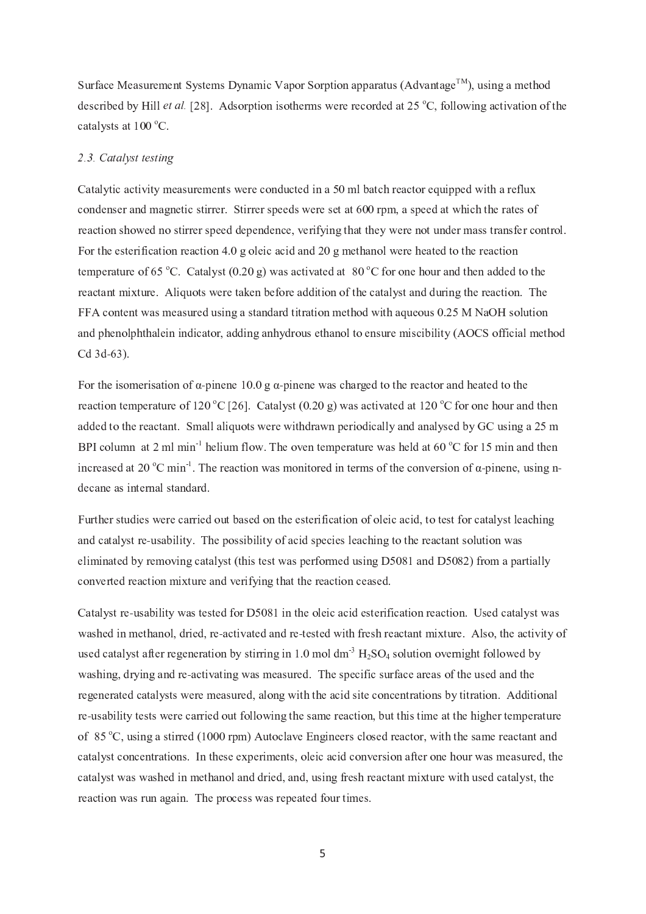Surface Measurement Systems Dynamic Vapor Sorption apparatus (Advantage™), using a method described by Hill *et al.* [28]. Adsorption isotherms were recorded at 25 °C, following activation of the catalysts at 100 °C.

### 2.3. Catalyst testing

Catalytic activity measurements were conducted in a 50 ml batch reactor equipped with a reflux condenser and magnetic stirrer. Stirrer speeds were set at 600 rpm, a speed at which the rates of reaction showed no stirrer speed dependence, verifying that they were not under mass transfer control. For the esterification reaction 4.0 g oleic acid and 20 g methanol were heated to the reaction temperature of 65 °C. Catalyst (0.20 g) was activated at 80 °C for one hour and then added to the reactant mixture. Aliquots were taken before addition of the catalyst and during the reaction. The FFA content was measured using a standard titration method with aqueous 0.25 M NaOH solution and phenolphthalein indicator, adding anhydrous ethanol to ensure miscibility (AOCS official method Cd 3d-63).

For the isomerisation of α-pinene 10.0 g α-pinene was charged to the reactor and heated to the reaction temperature of 120 °C [26]. Catalyst (0.20 g) was activated at 120 °C for one hour and then added to the reactant. Small aliquots were withdrawn periodically and analysed by GC using a 25 m BPI column at 2 ml $min^{-1}$ helium flow. The oven temperature was held at 60 °C for 15 min and then increased at 20 °C $min^{-1}$. The reaction was monitored in terms of the conversion of α-pinene, using n-decane as internal standard.

Further studies were carried out based on the esterification of oleic acid, to test for catalyst leaching and catalyst re-usability. The possibility of acid species leaching to the reactant solution was eliminated by removing catalyst (this test was performed using D5081 and D5082) from a partially converted reaction mixture and verifying that the reaction ceased.

Catalyst re-usability was tested for D5081 in the oleic acid esterification reaction. Used catalyst was washed in methanol, dried, re-activated and re-tested with fresh reactant mixture. Also, the activity of used catalyst after regeneration by stirring in 1.0 mol $dm^{-3}$ $H_2SO_4$ solution overnight followed by washing, drying and re-activating was measured. The specific surface areas of the used and the regenerated catalysts were measured, along with the acid site concentrations by titration. Additional re-usability tests were carried out following the same reaction, but this time at the higher temperature of 85 °C, using a stirred (1000 rpm) Autoclave Engineers closed reactor, with the same reactant and catalyst concentrations. In these experiments, oleic acid conversion after one hour was measured, the catalyst was washed in methanol and dried, and, using fresh reactant mixture with used catalyst, the reaction was run again. The process was repeated four times.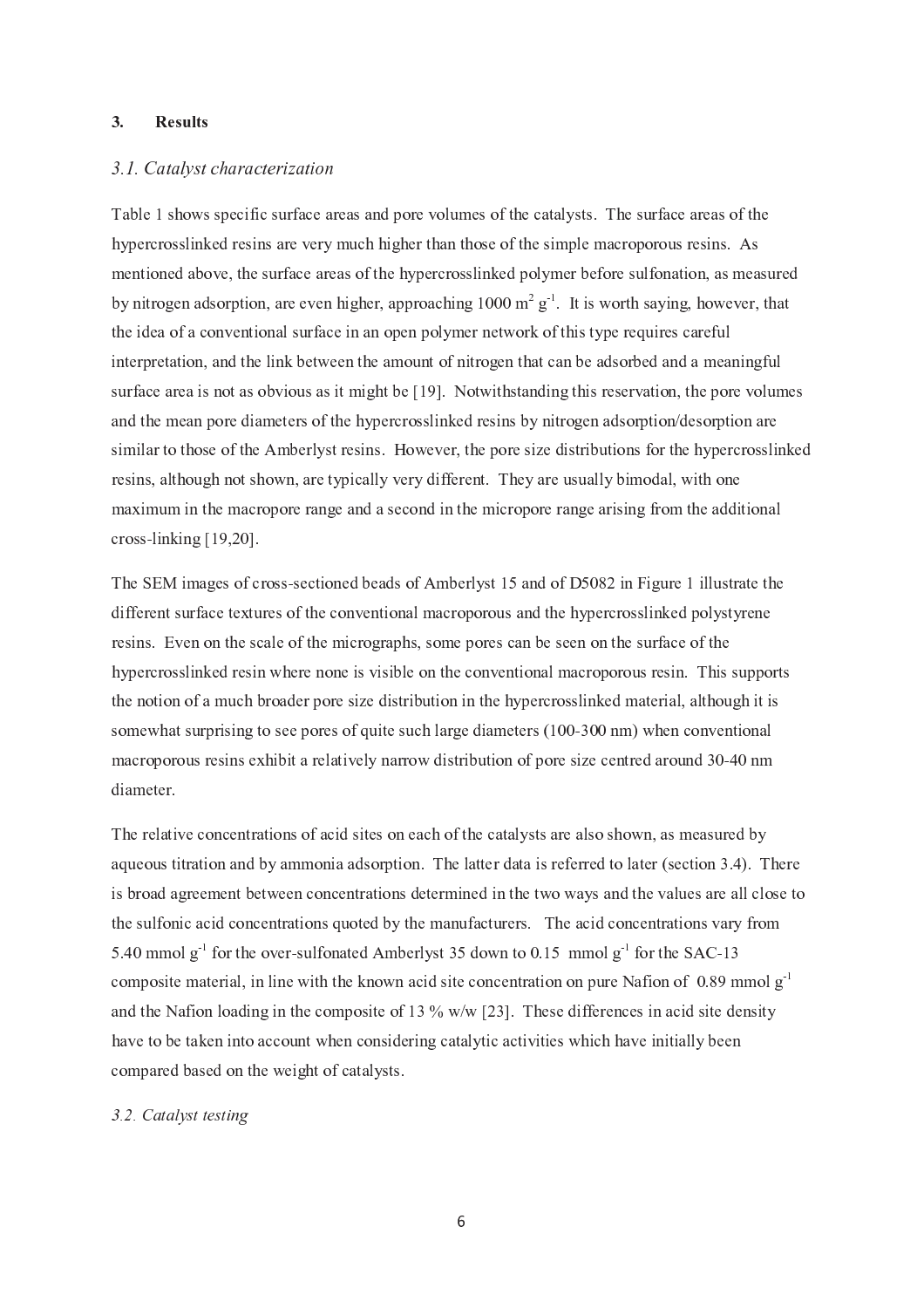## 3. Results

### *3.1. Catalyst characterization*

Table 1 shows specific surface areas and pore volumes of the catalysts. The surface areas of the hypercrosslinked resins are very much higher than those of the simple macroporous resins. As mentioned above, the surface areas of the hypercrosslinked polymer before sulfonation, as measured by nitrogen adsorption, are even higher, approaching 1000 $m^2$ $g^{-1}$. It is worth saying, however, that the idea of a conventional surface in an open polymer network of this type requires careful interpretation, and the link between the amount of nitrogen that can be adsorbed and a meaningful surface area is not as obvious as it might be [19]. Notwithstanding this reservation, the pore volumes and the mean pore diameters of the hypercrosslinked resins by nitrogen adsorption/desorption are similar to those of the Amberlyst resins. However, the pore size distributions for the hypercrosslinked resins, although not shown, are typically very different. They are usually bimodal, with one maximum in the macropore range and a second in the micropore range arising from the additional cross-linking [19,20].

The SEM images of cross-sectioned beads of Amberlyst 15 and of D5082 in Figure 1 illustrate the different surface textures of the conventional macroporous and the hypercrosslinked polystyrene resins. Even on the scale of the micrographs, some pores can be seen on the surface of the hypercrosslinked resin where none is visible on the conventional macroporous resin. This supports the notion of a much broader pore size distribution in the hypercrosslinked material, although it is somewhat surprising to see pores of quite such large diameters (100-300 nm) when conventional macroporous resins exhibit a relatively narrow distribution of pore size centred around 30-40 nm diameter.

The relative concentrations of acid sites on each of the catalysts are also shown, as measured by aqueous titration and by ammonia adsorption. The latter data is referred to later (section 3.4). There is broad agreement between concentrations determined in the two ways and the values are all close to the sulfonic acid concentrations quoted by the manufacturers. The acid concentrations vary from 5.40 mmol $g^{-1}$ for the over-sulfonated Amberlyst 35 down to 0.15 mmol $g^{-1}$ for the SAC-13 composite material, in line with the known acid site concentration on pure Nafion of 0.89 mmol $g^{-1}$ and the Nafion loading in the composite of 13 % w/w [23]. These differences in acid site density have to be taken into account when considering catalytic activities which have initially been compared based on the weight of catalysts.

### *3.2. Catalyst testing*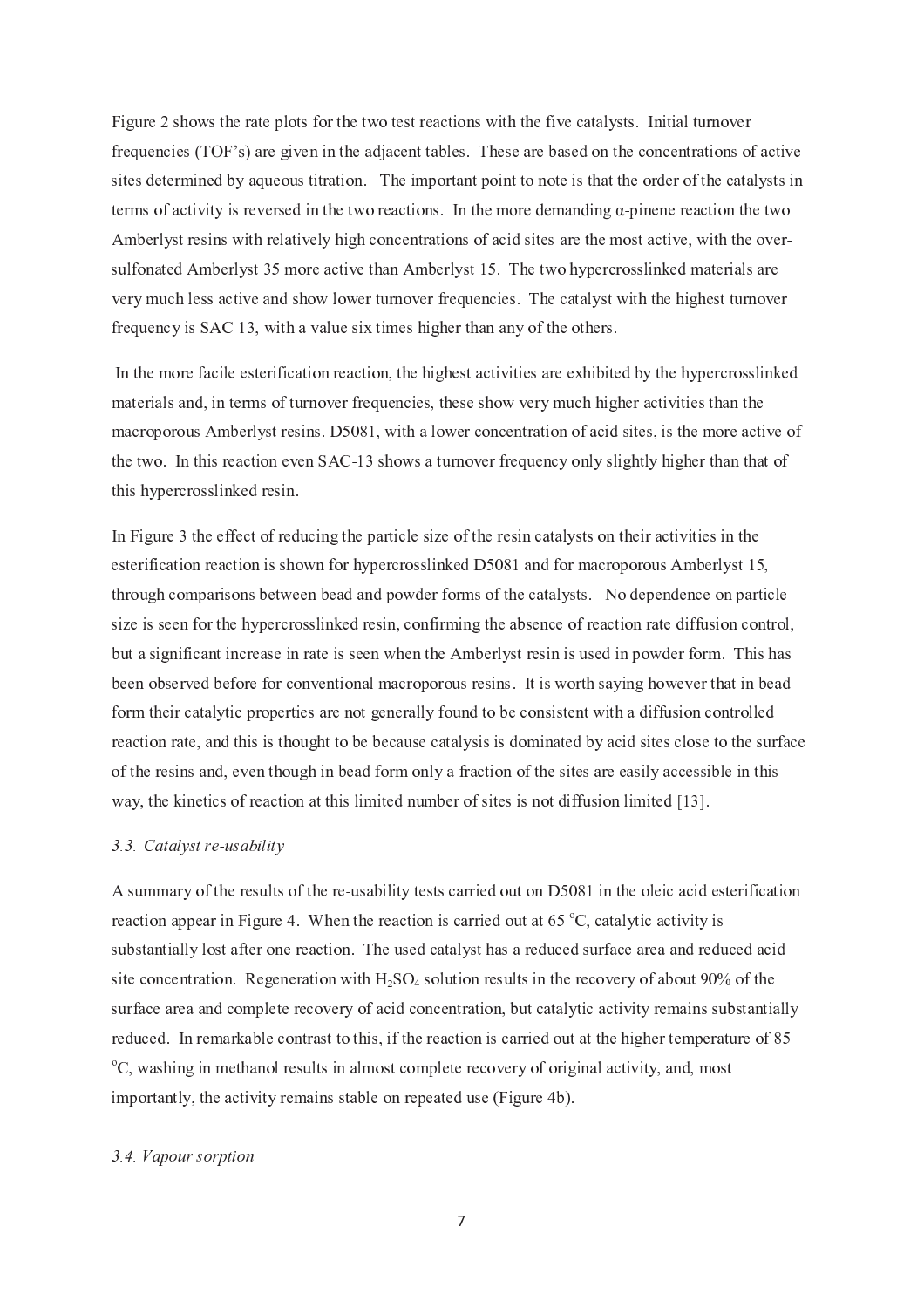Figure 2 shows the rate plots for the two test reactions with the five catalysts. Initial turnover frequencies (TOF's) are given in the adjacent tables. These are based on the concentrations of active sites determined by aqueous titration. The important point to note is that the order of the catalysts in terms of activity is reversed in the two reactions. In the more demanding α-pinene reaction the two Amberlyst resins with relatively high concentrations of acid sites are the most active, with the over-sulfonated Amberlyst 35 more active than Amberlyst 15. The two hypercrosslinked materials are very much less active and show lower turnover frequencies. The catalyst with the highest turnover frequency is SAC-13, with a value six times higher than any of the others.

In the more facile esterification reaction, the highest activities are exhibited by the hypercrosslinked materials and, in terms of turnover frequencies, these show very much higher activities than the macroporous Amberlyst resins. D5081, with a lower concentration of acid sites, is the more active of the two. In this reaction even SAC-13 shows a turnover frequency only slightly higher than that of this hypercrosslinked resin.

In Figure 3 the effect of reducing the particle size of the resin catalysts on their activities in the esterification reaction is shown for hypercrosslinked D5081 and for macroporous Amberlyst 15, through comparisons between bead and powder forms of the catalysts. No dependence on particle size is seen for the hypercrosslinked resin, confirming the absence of reaction rate diffusion control, but a significant increase in rate is seen when the Amberlyst resin is used in powder form. This has been observed before for conventional macroporous resins. It is worth saying however that in bead form their catalytic properties are not generally found to be consistent with a diffusion controlled reaction rate, and this is thought to be because catalysis is dominated by acid sites close to the surface of the resins and, even though in bead form only a fraction of the sites are easily accessible in this way, the kinetics of reaction at this limited number of sites is not diffusion limited [13].

### *3.3. Catalyst re-usability*

A summary of the results of the re-usability tests carried out on D5081 in the oleic acid esterification reaction appear in Figure 4. When the reaction is carried out at 65 $^{o}$C, catalytic activity is substantially lost after one reaction. The used catalyst has a reduced surface area and reduced acid site concentration. Regeneration with $H_2SO_4$ solution results in the recovery of about 90% of the surface area and complete recovery of acid concentration, but catalytic activity remains substantially reduced. In remarkable contrast to this, if the reaction is carried out at the higher temperature of 85 $^{o}$C, washing in methanol results in almost complete recovery of original activity, and, most importantly, the activity remains stable on repeated use (Figure 4b).

### *3.4. Vapour sorption*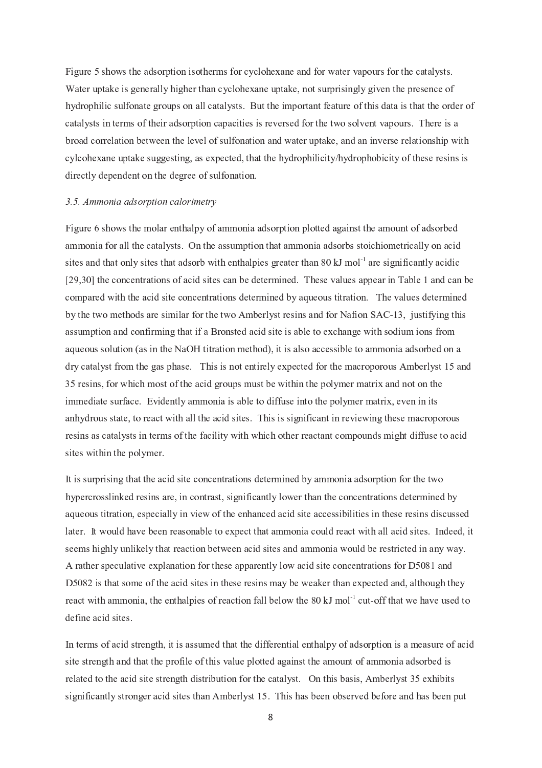Figure 5 shows the adsorption isotherms for cyclohexane and for water vapours for the catalysts. Water uptake is generally higher than cyclohexane uptake, not surprisingly given the presence of hydrophilic sulfonate groups on all catalysts. But the important feature of this data is that the order of catalysts in terms of their adsorption capacities is reversed for the two solvent vapours. There is a broad correlation between the level of sulfonation and water uptake, and an inverse relationship with cylcohexane uptake suggesting, as expected, that the hydrophilicity/hydrophobicity of these resins is directly dependent on the degree of sulfonation.

### *3.5. Ammonia adsorption calorimetry*

Figure 6 shows the molar enthalpy of ammonia adsorption plotted against the amount of adsorbed ammonia for all the catalysts. On the assumption that ammonia adsorbs stoichiometrically on acid sites and that only sites that adsorb with enthalpies greater than 80 kJ $mol^{-1}$ are significantly acidic [29,30] the concentrations of acid sites can be determined. These values appear in Table 1 and can be compared with the acid site concentrations determined by aqueous titration. The values determined by the two methods are similar for the two Amberlyst resins and for Nafion SAC-13, justifying this assumption and confirming that if a Bronsted acid site is able to exchange with sodium ions from aqueous solution (as in the NaOH titration method), it is also accessible to ammonia adsorbed on a dry catalyst from the gas phase. This is not entirely expected for the macroporous Amberlyst 15 and 35 resins, for which most of the acid groups must be within the polymer matrix and not on the immediate surface. Evidently ammonia is able to diffuse into the polymer matrix, even in its anhydrous state, to react with all the acid sites. This is significant in reviewing these macroporous resins as catalysts in terms of the facility with which other reactant compounds might diffuse to acid sites within the polymer.

It is surprising that the acid site concentrations determined by ammonia adsorption for the two hypercrosslinked resins are, in contrast, significantly lower than the concentrations determined by aqueous titration, especially in view of the enhanced acid site accessibilities in these resins discussed later. It would have been reasonable to expect that ammonia could react with all acid sites. Indeed, it seems highly unlikely that reaction between acid sites and ammonia would be restricted in any way. A rather speculative explanation for these apparently low acid site concentrations for D5081 and D5082 is that some of the acid sites in these resins may be weaker than expected and, although they react with ammonia, the enthalpies of reaction fall below the 80 kJ $mol^{-1}$ cut-off that we have used to define acid sites.

In terms of acid strength, it is assumed that the differential enthalpy of adsorption is a measure of acid site strength and that the profile of this value plotted against the amount of ammonia adsorbed is related to the acid site strength distribution for the catalyst. On this basis, Amberlyst 35 exhibits significantly stronger acid sites than Amberlyst 15. This has been observed before and has been put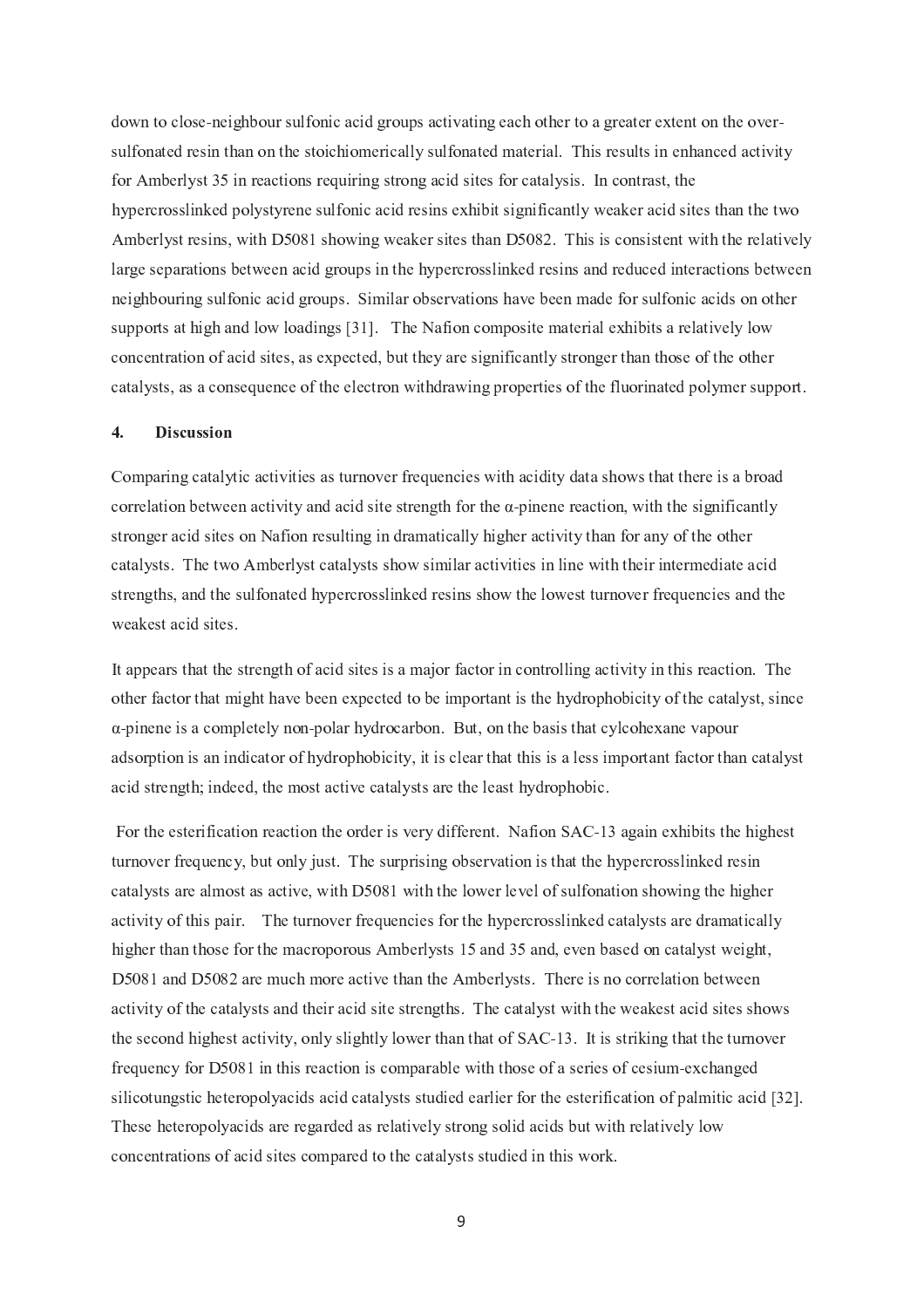down to close-neighbour sulfonic acid groups activating each other to a greater extent on the over-sulfonated resin than on the stoichiomerically sulfonated material. This results in enhanced activity for Amberlyst 35 in reactions requiring strong acid sites for catalysis. In contrast, the hypercrosslinked polystyrene sulfonic acid resins exhibit significantly weaker acid sites than the two Amberlyst resins, with D5081 showing weaker sites than D5082. This is consistent with the relatively large separations between acid groups in the hypercrosslinked resins and reduced interactions between neighbouring sulfonic acid groups. Similar observations have been made for sulfonic acids on other supports at high and low loadings [31]. The Nafion composite material exhibits a relatively low concentration of acid sites, as expected, but they are significantly stronger than those of the other catalysts, as a consequence of the electron withdrawing properties of the fluorinated polymer support.

## 4. Discussion

Comparing catalytic activities as turnover frequencies with acidity data shows that there is a broad correlation between activity and acid site strength for the α-pinene reaction, with the significantly stronger acid sites on Nafion resulting in dramatically higher activity than for any of the other catalysts. The two Amberlyst catalysts show similar activities in line with their intermediate acid strengths, and the sulfonated hypercrosslinked resins show the lowest turnover frequencies and the weakest acid sites.

It appears that the strength of acid sites is a major factor in controlling activity in this reaction. The other factor that might have been expected to be important is the hydrophobicity of the catalyst, since α-pinene is a completely non-polar hydrocarbon. But, on the basis that cylcohexane vapour adsorption is an indicator of hydrophobicity, it is clear that this is a less important factor than catalyst acid strength; indeed, the most active catalysts are the least hydrophobic.

For the esterification reaction the order is very different. Nafion SAC-13 again exhibits the highest turnover frequency, but only just. The surprising observation is that the hypercrosslinked resin catalysts are almost as active, with D5081 with the lower level of sulfonation showing the higher activity of this pair. The turnover frequencies for the hypercrosslinked catalysts are dramatically higher than those for the macroporous Amberlysts 15 and 35 and, even based on catalyst weight, D5081 and D5082 are much more active than the Amberlysts. There is no correlation between activity of the catalysts and their acid site strengths. The catalyst with the weakest acid sites shows the second highest activity, only slightly lower than that of SAC-13. It is striking that the turnover frequency for D5081 in this reaction is comparable with those of a series of cesium-exchanged silicotungstic heteropolyacids acid catalysts studied earlier for the esterification of palmitic acid [32]. These heteropolyacids are regarded as relatively strong solid acids but with relatively low concentrations of acid sites compared to the catalysts studied in this work.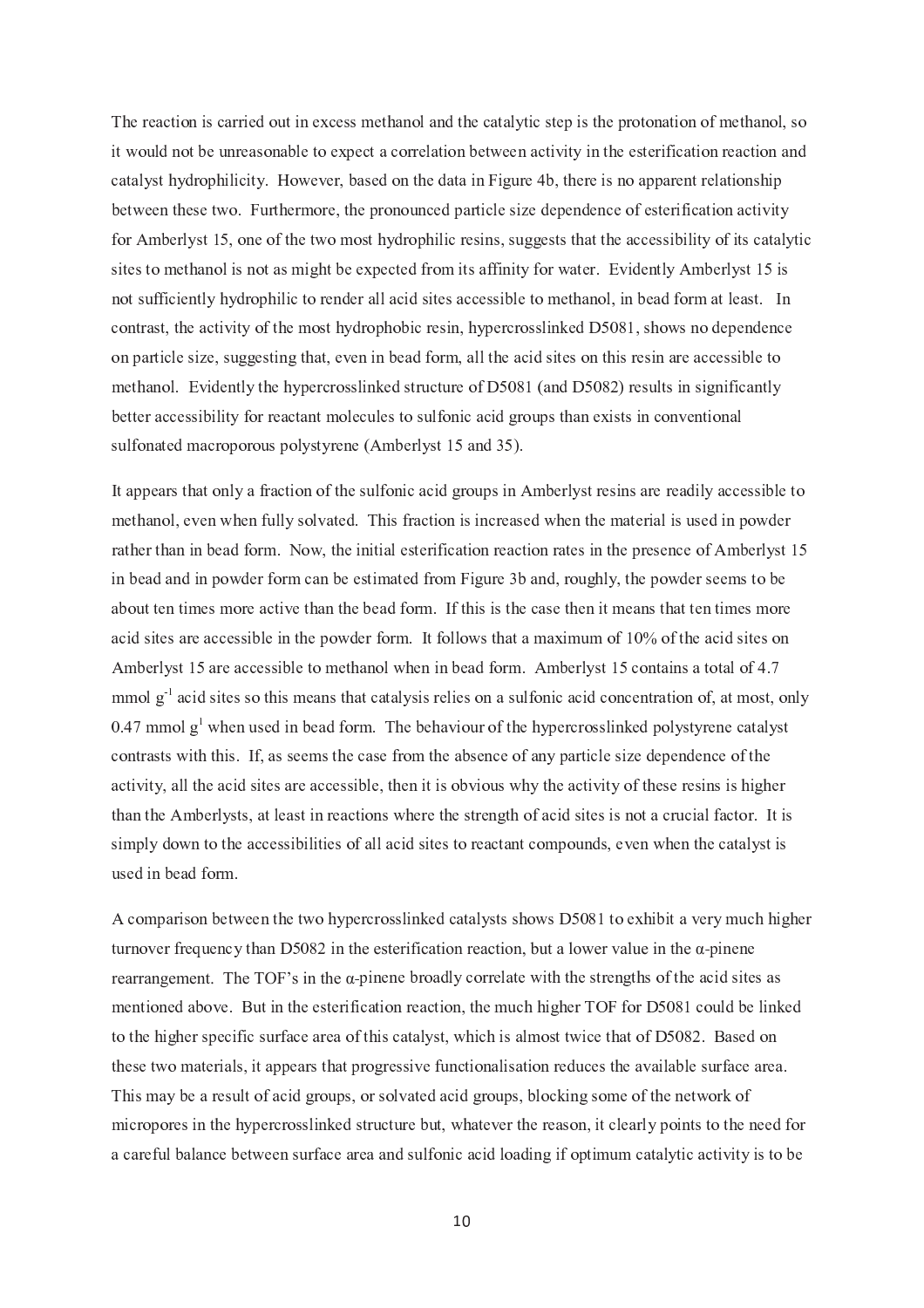The reaction is carried out in excess methanol and the catalytic step is the protonation of methanol, so it would not be unreasonable to expect a correlation between activity in the esterification reaction and catalyst hydrophilicity. However, based on the data in Figure 4b, there is no apparent relationship between these two. Furthermore, the pronounced particle size dependence of esterification activity for Amberlyst 15, one of the two most hydrophilic resins, suggests that the accessibility of its catalytic sites to methanol is not as might be expected from its affinity for water. Evidently Amberlyst 15 is not sufficiently hydrophilic to render all acid sites accessible to methanol, in bead form at least. In contrast, the activity of the most hydrophobic resin, hypercrosslinked D5081, shows no dependence on particle size, suggesting that, even in bead form, all the acid sites on this resin are accessible to methanol. Evidently the hypercrosslinked structure of D5081 (and D5082) results in significantly better accessibility for reactant molecules to sulfonic acid groups than exists in conventional sulfonated macroporous polystyrene (Amberlyst 15 and 35).

It appears that only a fraction of the sulfonic acid groups in Amberlyst resins are readily accessible to methanol, even when fully solvated. This fraction is increased when the material is used in powder rather than in bead form. Now, the initial esterification reaction rates in the presence of Amberlyst 15 in bead and in powder form can be estimated from Figure 3b and, roughly, the powder seems to be about ten times more active than the bead form. If this is the case then it means that ten times more acid sites are accessible in the powder form. It follows that a maximum of 10% of the acid sites on Amberlyst 15 are accessible to methanol when in bead form. Amberlyst 15 contains a total of 4.7 mmol $g^{-1}$ acid sites so this means that catalysis relies on a sulfonic acid concentration of, at most, only 0.47 mmol $g^{1}$ when used in bead form. The behaviour of the hypercrosslinked polystyrene catalyst contrasts with this. If, as seems the case from the absence of any particle size dependence of the activity, all the acid sites are accessible, then it is obvious why the activity of these resins is higher than the Amberlysts, at least in reactions where the strength of acid sites is not a crucial factor. It is simply down to the accessibilities of all acid sites to reactant compounds, even when the catalyst is used in bead form.

A comparison between the two hypercrosslinked catalysts shows D5081 to exhibit a very much higher turnover frequency than D5082 in the esterification reaction, but a lower value in the α-pinene rearrangement. The TOF's in the α-pinene broadly correlate with the strengths of the acid sites as mentioned above. But in the esterification reaction, the much higher TOF for D5081 could be linked to the higher specific surface area of this catalyst, which is almost twice that of D5082. Based on these two materials, it appears that progressive functionalisation reduces the available surface area. This may be a result of acid groups, or solvated acid groups, blocking some of the network of micropores in the hypercrosslinked structure but, whatever the reason, it clearly points to the need for a careful balance between surface area and sulfonic acid loading if optimum catalytic activity is to be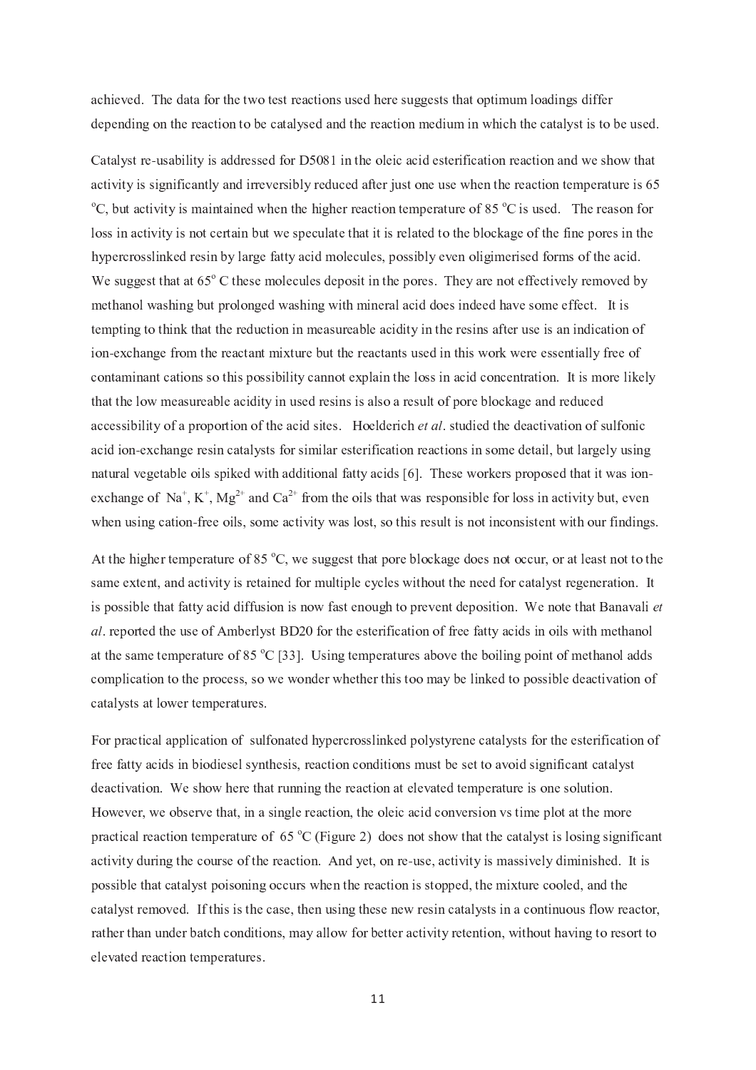achieved. The data for the two test reactions used here suggests that optimum loadings differ depending on the reaction to be catalysed and the reaction medium in which the catalyst is to be used.

Catalyst re-usability is addressed for D5081 in the oleic acid esterification reaction and we show that activity is significantly and irreversibly reduced after just one use when the reaction temperature is 65 $^{o}$C, but activity is maintained when the higher reaction temperature of 85 $^{o}$C is used. The reason for loss in activity is not certain but we speculate that it is related to the blockage of the fine pores in the hypercrosslinked resin by large fatty acid molecules, possibly even oligimerised forms of the acid. We suggest that at 65$^{o}$ C these molecules deposit in the pores. They are not effectively removed by methanol washing but prolonged washing with mineral acid does indeed have some effect. It is tempting to think that the reduction in measureable acidity in the resins after use is an indication of ion-exchange from the reactant mixture but the reactants used in this work were essentially free of contaminant cations so this possibility cannot explain the loss in acid concentration. It is more likely that the low measureable acidity in used resins is also a result of pore blockage and reduced accessibility of a proportion of the acid sites. Hoelderich *et al*. studied the deactivation of sulfonic acid ion-exchange resin catalysts for similar esterification reactions in some detail, but largely using natural vegetable oils spiked with additional fatty acids [6]. These workers proposed that it was ion-exchange of $Na^+$, $K^+$, $Mg^{2+}$ and $Ca^{2+}$ from the oils that was responsible for loss in activity but, even when using cation-free oils, some activity was lost, so this result is not inconsistent with our findings.

At the higher temperature of 85 $^{o}$C, we suggest that pore blockage does not occur, or at least not to the same extent, and activity is retained for multiple cycles without the need for catalyst regeneration. It is possible that fatty acid diffusion is now fast enough to prevent deposition. We note that Banavali *et al*. reported the use of Amberlyst BD20 for the esterification of free fatty acids in oils with methanol at the same temperature of 85 $^{o}$C [33]. Using temperatures above the boiling point of methanol adds complication to the process, so we wonder whether this too may be linked to possible deactivation of catalysts at lower temperatures.

For practical application of sulfonated hypercrosslinked polystyrene catalysts for the esterification of free fatty acids in biodiesel synthesis, reaction conditions must be set to avoid significant catalyst deactivation. We show here that running the reaction at elevated temperature is one solution. However, we observe that, in a single reaction, the oleic acid conversion vs time plot at the more practical reaction temperature of 65 $^{o}$C (Figure 2) does not show that the catalyst is losing significant activity during the course of the reaction. And yet, on re-use, activity is massively diminished. It is possible that catalyst poisoning occurs when the reaction is stopped, the mixture cooled, and the catalyst removed. If this is the case, then using these new resin catalysts in a continuous flow reactor, rather than under batch conditions, may allow for better activity retention, without having to resort to elevated reaction temperatures.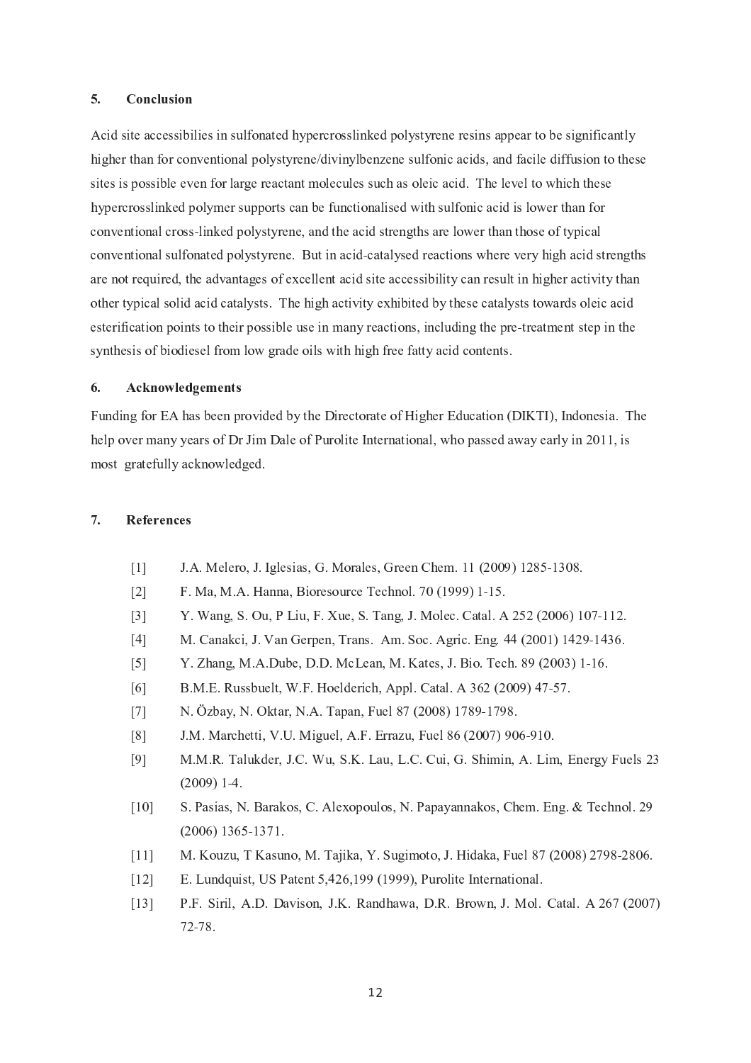## 5. Conclusion

Acid site accessibilies in sulfonated hypercrosslinked polystyrene resins appear to be significantly higher than for conventional polystyrene/divinylbenzene sulfonic acids, and facile diffusion to these sites is possible even for large reactant molecules such as oleic acid. The level to which these hypercrosslinked polymer supports can be functionalised with sulfonic acid is lower than for conventional cross-linked polystyrene, and the acid strengths are lower than those of typical conventional sulfonated polystyrene. But in acid-catalysed reactions where very high acid strengths are not required, the advantages of excellent acid site accessibility can result in higher activity than other typical solid acid catalysts. The high activity exhibited by these catalysts towards oleic acid esterification points to their possible use in many reactions, including the pre-treatment step in the synthesis of biodiesel from low grade oils with high free fatty acid contents.

## 6. Acknowledgements

Funding for EA has been provided by the Directorate of Higher Education (DIKTI), Indonesia. The help over many years of Dr Jim Dale of Purolite International, who passed away early in 2011, is most gratefully acknowledged.

## 7. References

[1] J.A. Melero, J. Iglesias, G. Morales, Green Chem. 11 (2009) 1285-1308.

[2] F. Ma, M.A. Hanna, Bioresource Technol. 70 (1999) 1-15.

[3] Y. Wang, S. Ou, P Liu, F. Xue, S. Tang, J. Molec. Catal. A 252 (2006) 107-112.

[4] M. Canakci, J. Van Gerpen, Trans. Am. Soc. Agric. Eng. 44 (2001) 1429-1436.

[5] Y. Zhang, M.A.Dube, D.D. McLean, M. Kates, J. Bio. Tech. 89 (2003) 1-16.

[6] B.M.E. Russbuelt, W.F. Hoelderich, Appl. Catal. A 362 (2009) 47-57.

[7] N. Özbay, N. Oktar, N.A. Tapan, Fuel 87 (2008) 1789-1798.

[8] J.M. Marchetti, V.U. Miguel, A.F. Errazu, Fuel 86 (2007) 906-910.

[9] M.M.R. Talukder, J.C. Wu, S.K. Lau, L.C. Cui, G. Shimin, A. Lim, Energy Fuels 23 (2009) 1-4.

[10] S. Pasias, N. Barakos, C. Alexopoulos, N. Papayannakos, Chem. Eng. & Technol. 29 (2006) 1365-1371.

[11] M. Kouzu, T Kasuno, M. Tajika, Y. Sugimoto, J. Hidaka, Fuel 87 (2008) 2798-2806.

[12] E. Lundquist, US Patent 5,426,199 (1999), Purolite International.

[13] P.F. Siril, A.D. Davison, J.K. Randhawa, D.R. Brown, J. Mol. Catal. A 267 (2007) 72-78.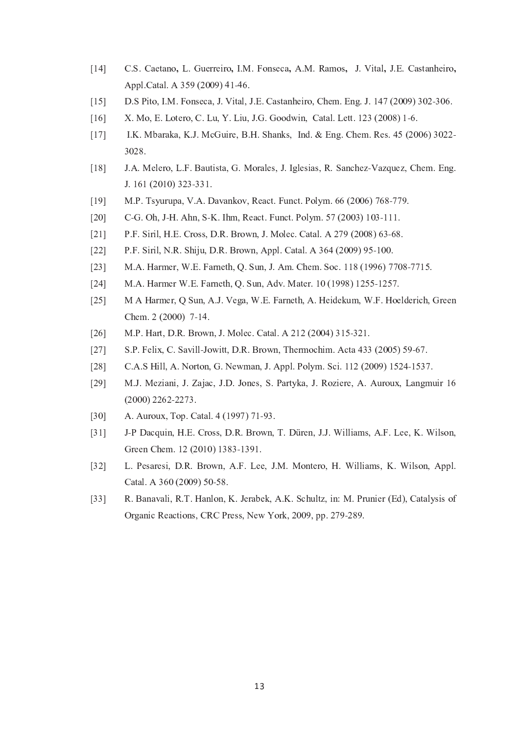[14] C.S. Caetano, L. Guerreiro, I.M. Fonseca, A.M. Ramos, J. Vital, J.E. Castanheiro, Appl.Catal. A 359 (2009) 41-46.

[15] D.S Pito, I.M. Fonseca, J. Vital, J.E. Castanheiro, Chem. Eng. J. 147 (2009) 302-306.

[16] X. Mo, E. Lotero, C. Lu, Y. Liu, J.G. Goodwin, Catal. Lett. 123 (2008) 1-6.

[17] I.K. Mbaraka, K.J. McGuire, B.H. Shanks, Ind. & Eng. Chem. Res. 45 (2006) 3022-3028.

[18] J.A. Melero, L.F. Bautista, G. Morales, J. Iglesias, R. Sanchez-Vazquez, Chem. Eng. J. 161 (2010) 323-331.

[19] M.P. Tsyurupa, V.A. Davankov, React. Funct. Polym. 66 (2006) 768-779.

[20] C-G. Oh, J-H. Ahn, S-K. Ihm, React. Funct. Polym. 57 (2003) 103-111.

[21] P.F. Siril, H.E. Cross, D.R. Brown, J. Molec. Catal. A 279 (2008) 63-68.

[22] P.F. Siril, N.R. Shiju, D.R. Brown, Appl. Catal. A 364 (2009) 95-100.

[23] M.A. Harmer, W.E. Farneth, Q. Sun, J. Am. Chem. Soc. 118 (1996) 7708-7715.

[24] M.A. Harmer W.E. Farneth, Q. Sun, Adv. Mater. 10 (1998) 1255-1257.

[25] M A Harmer, Q Sun, A.J. Vega, W.E. Farneth, A. Heidekum, W.F. Hoelderich, Green Chem. 2 (2000) 7-14.

[26] M.P. Hart, D.R. Brown, J. Molec. Catal. A 212 (2004) 315-321.

[27] S.P. Felix, C. Savill-Jowitt, D.R. Brown, Thermochim. Acta 433 (2005) 59-67.

[28] C.A.S Hill, A. Norton, G. Newman, J. Appl. Polym. Sci. 112 (2009) 1524-1537.

[29] M.J. Meziani, J. Zajac, J.D. Jones, S. Partyka, J. Roziere, A. Auroux, Langmuir 16 (2000) 2262-2273.

[30] A. Auroux, Top. Catal. 4 (1997) 71-93.

[31] J-P Dacquin, H.E. Cross, D.R. Brown, T. Düren, J.J. Williams, A.F. Lee, K. Wilson, Green Chem. 12 (2010) 1383-1391.

[32] L. Pesaresi, D.R. Brown, A.F. Lee, J.M. Montero, H. Williams, K. Wilson, Appl. Catal. A 360 (2009) 50-58.

[33] R. Banavali, R.T. Hanlon, K. Jerabek, A.K. Schultz, in: M. Prunier (Ed), Catalysis of Organic Reactions, CRC Press, New York, 2009, pp. 279-289.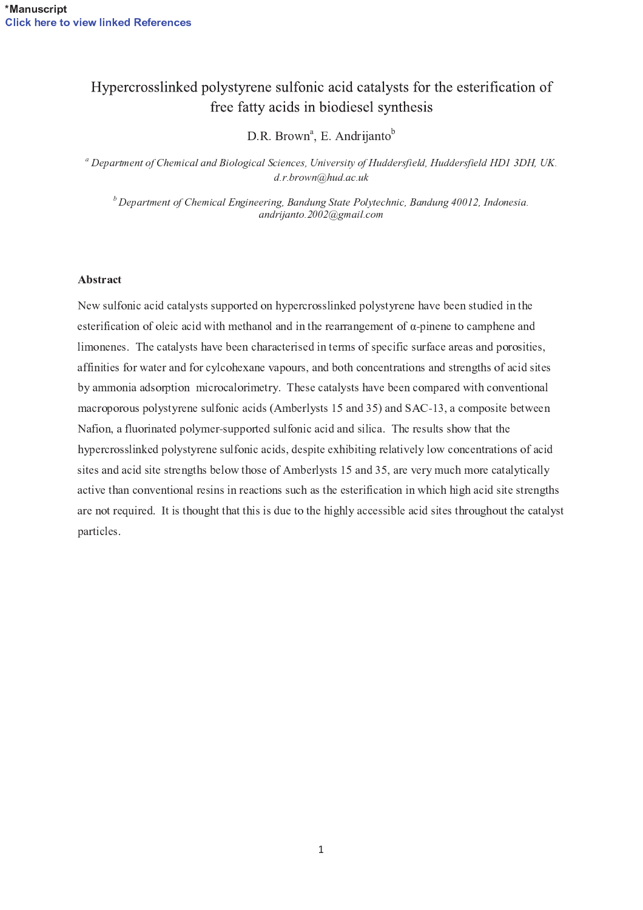*Manuscript
Click here to view linked References

# Hypercrosslinked polystyrene sulfonic acid catalysts for the esterification of free fatty acids in biodiesel synthesis

D.R. Brown[a], E. Andrijanto[b]

[a] *Department of Chemical and Biological Sciences, University of Huddersfield, Huddersfield HD1 3DH, UK. d.r.brown@hud.ac.uk*

[b] *Department of Chemical Engineering, Bandung State Polytechnic, Bandung 40012, Indonesia. andrijanto.2002@gmail.com*

## Abstract

New sulfonic acid catalysts supported on hypercrosslinked polystyrene have been studied in the esterification of oleic acid with methanol and in the rearrangement of α-pinene to camphene and limonenes. The catalysts have been characterised in terms of specific surface areas and porosities, affinities for water and for cylcohexane vapours, and both concentrations and strengths of acid sites by ammonia adsorption microcalorimetry. These catalysts have been compared with conventional macroporous polystyrene sulfonic acids (Amberlysts 15 and 35) and SAC-13, a composite between Nafion, a fluorinated polymer-supported sulfonic acid and silica. The results show that the hypercrosslinked polystyrene sulfonic acids, despite exhibiting relatively low concentrations of acid sites and acid site strengths below those of Amberlysts 15 and 35, are very much more catalytically active than conventional resins in reactions such as the esterification in which high acid site strengths are not required. It is thought that this is due to the highly accessible acid sites throughout the catalyst particles.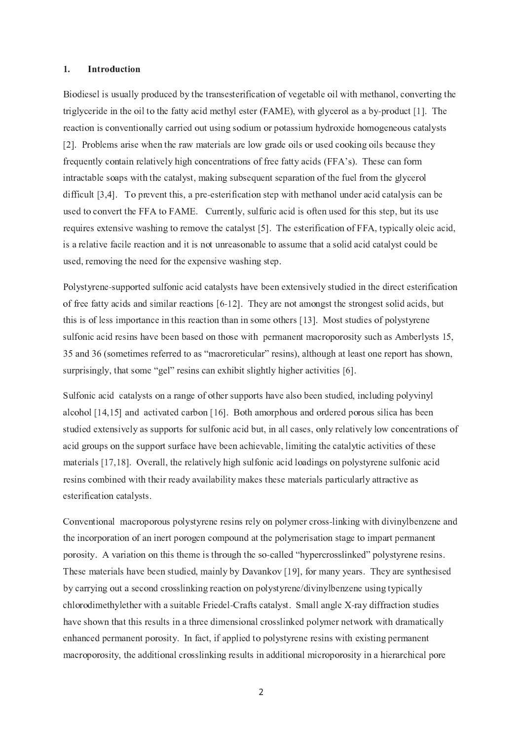## 1. Introduction

Biodiesel is usually produced by the transesterification of vegetable oil with methanol, converting the triglyceride in the oil to the fatty acid methyl ester (FAME), with glycerol as a by-product [1]. The reaction is conventionally carried out using sodium or potassium hydroxide homogeneous catalysts [2]. Problems arise when the raw materials are low grade oils or used cooking oils because they frequently contain relatively high concentrations of free fatty acids (FFA's). These can form intractable soaps with the catalyst, making subsequent separation of the fuel from the glycerol difficult [3,4]. To prevent this, a pre-esterification step with methanol under acid catalysis can be used to convert the FFA to FAME. Currently, sulfuric acid is often used for this step, but its use requires extensive washing to remove the catalyst [5]. The esterification of FFA, typically oleic acid, is a relative facile reaction and it is not unreasonable to assume that a solid acid catalyst could be used, removing the need for the expensive washing step.

Polystyrene-supported sulfonic acid catalysts have been extensively studied in the direct esterification of free fatty acids and similar reactions [6-12]. They are not amongst the strongest solid acids, but this is of less importance in this reaction than in some others [13]. Most studies of polystyrene sulfonic acid resins have been based on those with permanent macroporosity such as Amberlysts 15, 35 and 36 (sometimes referred to as "macroreticular" resins), although at least one report has shown, surprisingly, that some "gel" resins can exhibit slightly higher activities [6].

Sulfonic acid catalysts on a range of other supports have also been studied, including polyvinyl alcohol [14,15] and activated carbon [16]. Both amorphous and ordered porous silica has been studied extensively as supports for sulfonic acid but, in all cases, only relatively low concentrations of acid groups on the support surface have been achievable, limiting the catalytic activities of these materials [17,18]. Overall, the relatively high sulfonic acid loadings on polystyrene sulfonic acid resins combined with their ready availability makes these materials particularly attractive as esterification catalysts.

Conventional macroporous polystyrene resins rely on polymer cross-linking with divinylbenzene and the incorporation of an inert porogen compound at the polymerisation stage to impart permanent porosity. A variation on this theme is through the so-called "hypercrosslinked" polystyrene resins. These materials have been studied, mainly by Davankov [19], for many years. They are synthesised by carrying out a second crosslinking reaction on polystyrene/divinylbenzene using typically chlorodimethylether with a suitable Friedel-Crafts catalyst. Small angle X-ray diffraction studies have shown that this results in a three dimensional crosslinked polymer network with dramatically enhanced permanent porosity. In fact, if applied to polystyrene resins with existing permanent macroporosity, the additional crosslinking results in additional microporosity in a hierarchical pore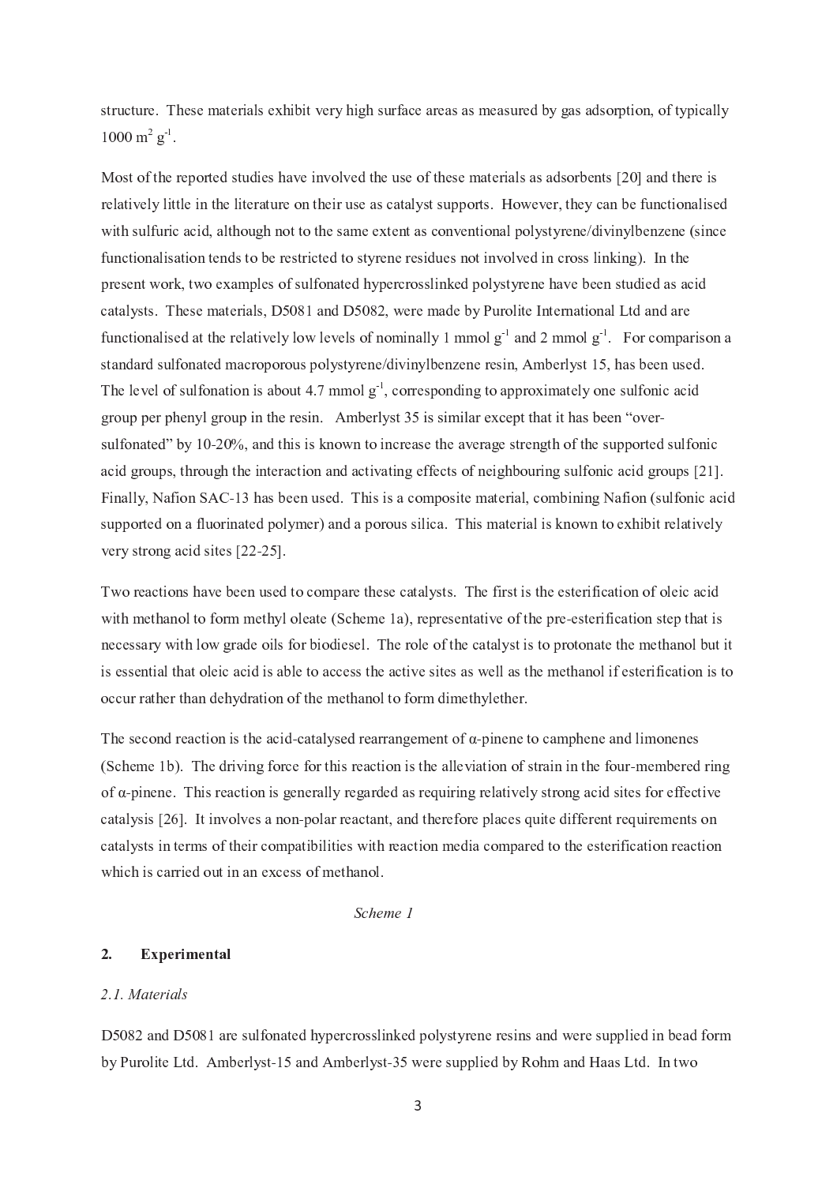structure. These materials exhibit very high surface areas as measured by gas adsorption, of typically 1000 $m^2$ $g^{-1}$.

Most of the reported studies have involved the use of these materials as adsorbents [20] and there is relatively little in the literature on their use as catalyst supports. However, they can be functionalised with sulfuric acid, although not to the same extent as conventional polystyrene/divinylbenzene (since functionalisation tends to be restricted to styrene residues not involved in cross linking). In the present work, two examples of sulfonated hypercrosslinked polystyrene have been studied as acid catalysts. These materials, D5081 and D5082, were made by Purolite International Ltd and are functionalised at the relatively low levels of nominally 1 mmol $g^{-1}$ and 2 mmol $g^{-1}$. For comparison a standard sulfonated macroporous polystyrene/divinylbenzene resin, Amberlyst 15, has been used. The level of sulfonation is about 4.7 mmol $g^{-1}$, corresponding to approximately one sulfonic acid group per phenyl group in the resin. Amberlyst 35 is similar except that it has been "over-sulfonated" by 10-20%, and this is known to increase the average strength of the supported sulfonic acid groups, through the interaction and activating effects of neighbouring sulfonic acid groups [21]. Finally, Nafion SAC-13 has been used. This is a composite material, combining Nafion (sulfonic acid supported on a fluorinated polymer) and a porous silica. This material is known to exhibit relatively very strong acid sites [22-25].

Two reactions have been used to compare these catalysts. The first is the esterification of oleic acid with methanol to form methyl oleate (Scheme 1a), representative of the pre-esterification step that is necessary with low grade oils for biodiesel. The role of the catalyst is to protonate the methanol but it is essential that oleic acid is able to access the active sites as well as the methanol if esterification is to occur rather than dehydration of the methanol to form dimethylether.

The second reaction is the acid-catalysed rearrangement of α-pinene to camphene and limonenes (Scheme 1b). The driving force for this reaction is the alleviation of strain in the four-membered ring of α-pinene. This reaction is generally regarded as requiring relatively strong acid sites for effective catalysis [26]. It involves a non-polar reactant, and therefore places quite different requirements on catalysts in terms of their compatibilities with reaction media compared to the esterification reaction which is carried out in an excess of methanol.

*Scheme 1*

## 2. Experimental

### *2.1. Materials*

D5082 and D5081 are sulfonated hypercrosslinked polystyrene resins and were supplied in bead form by Purolite Ltd. Amberlyst-15 and Amberlyst-35 were supplied by Rohm and Haas Ltd. In two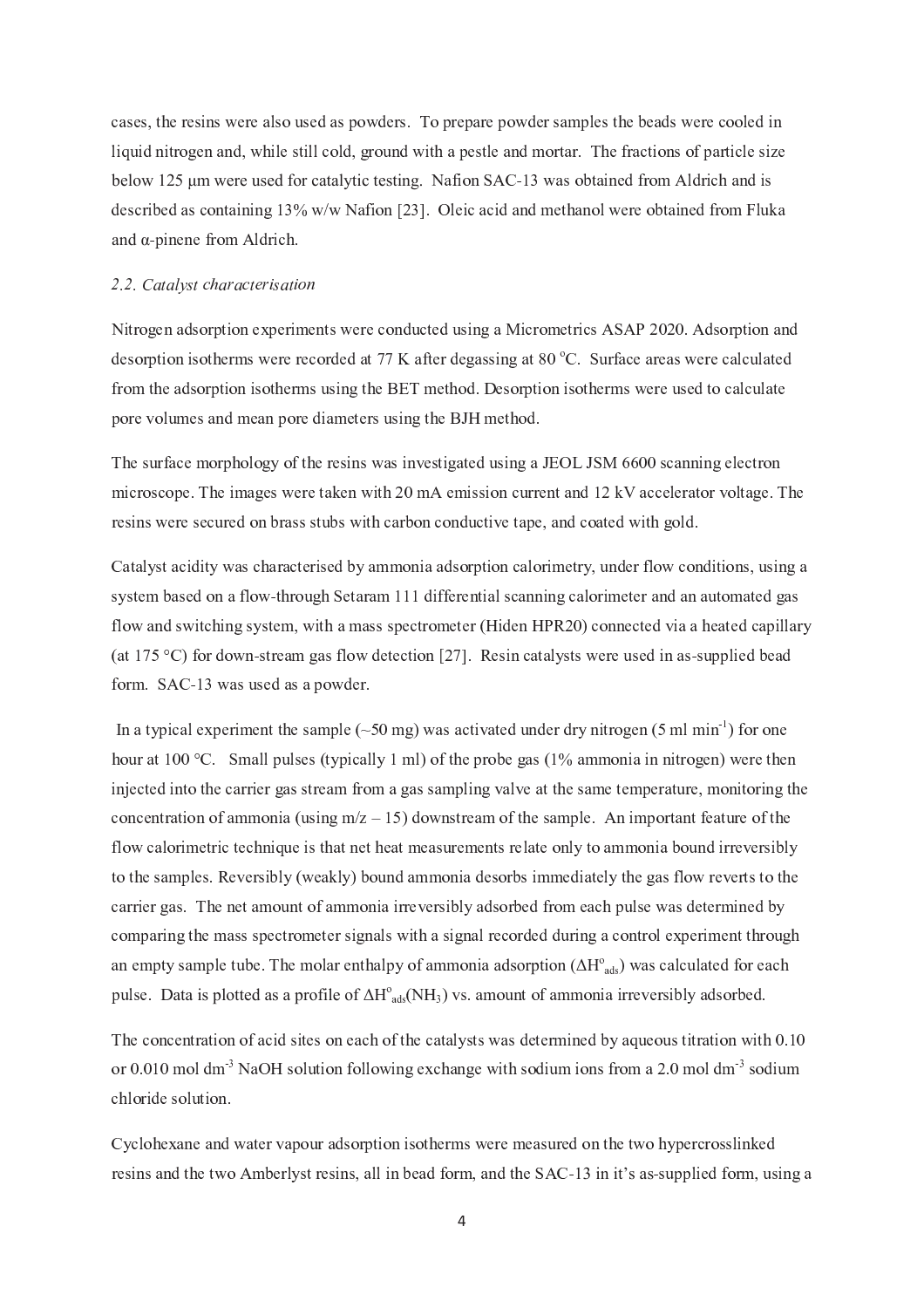cases, the resins were also used as powders. To prepare powder samples the beads were cooled in liquid nitrogen and, while still cold, ground with a pestle and mortar. The fractions of particle size below 125 μm were used for catalytic testing. Nafion SAC-13 was obtained from Aldrich and is described as containing 13% w/w Nafion [23]. Oleic acid and methanol were obtained from Fluka and α-pinene from Aldrich.

### *2.2. Catalyst characterisation*

Nitrogen adsorption experiments were conducted using a Micrometrics ASAP 2020. Adsorption and desorption isotherms were recorded at 77 K after degassing at 80 °C. Surface areas were calculated from the adsorption isotherms using the BET method. Desorption isotherms were used to calculate pore volumes and mean pore diameters using the BJH method.

The surface morphology of the resins was investigated using a JEOL JSM 6600 scanning electron microscope. The images were taken with 20 mA emission current and 12 kV accelerator voltage. The resins were secured on brass stubs with carbon conductive tape, and coated with gold.

Catalyst acidity was characterised by ammonia adsorption calorimetry, under flow conditions, using a system based on a flow-through Setaram 111 differential scanning calorimeter and an automated gas flow and switching system, with a mass spectrometer (Hiden HPR20) connected via a heated capillary (at 175 °C) for down-stream gas flow detection [27]. Resin catalysts were used in as-supplied bead form. SAC-13 was used as a powder.

In a typical experiment the sample (~50 mg) was activated under dry nitrogen (5 ml min$^{-1}$) for one hour at 100 °C. Small pulses (typically 1 ml) of the probe gas (1% ammonia in nitrogen) were then injected into the carrier gas stream from a gas sampling valve at the same temperature, monitoring the concentration of ammonia (using m/z – 15) downstream of the sample. An important feature of the flow calorimetric technique is that net heat measurements relate only to ammonia bound irreversibly to the samples. Reversibly (weakly) bound ammonia desorbs immediately the gas flow reverts to the carrier gas. The net amount of ammonia irreversibly adsorbed from each pulse was determined by comparing the mass spectrometer signals with a signal recorded during a control experiment through an empty sample tube. The molar enthalpy of ammonia adsorption ($\Delta H^{o}_{ads}$) was calculated for each pulse. Data is plotted as a profile of $\Delta H^{o}_{ads}(NH_3)$ vs. amount of ammonia irreversibly adsorbed.

The concentration of acid sites on each of the catalysts was determined by aqueous titration with 0.10 or 0.010 mol dm$^{-3}$ NaOH solution following exchange with sodium ions from a 2.0 mol dm$^{-3}$ sodium chloride solution.

Cyclohexane and water vapour adsorption isotherms were measured on the two hypercrosslinked resins and the two Amberlyst resins, all in bead form, and the SAC-13 in it's as-supplied form, using a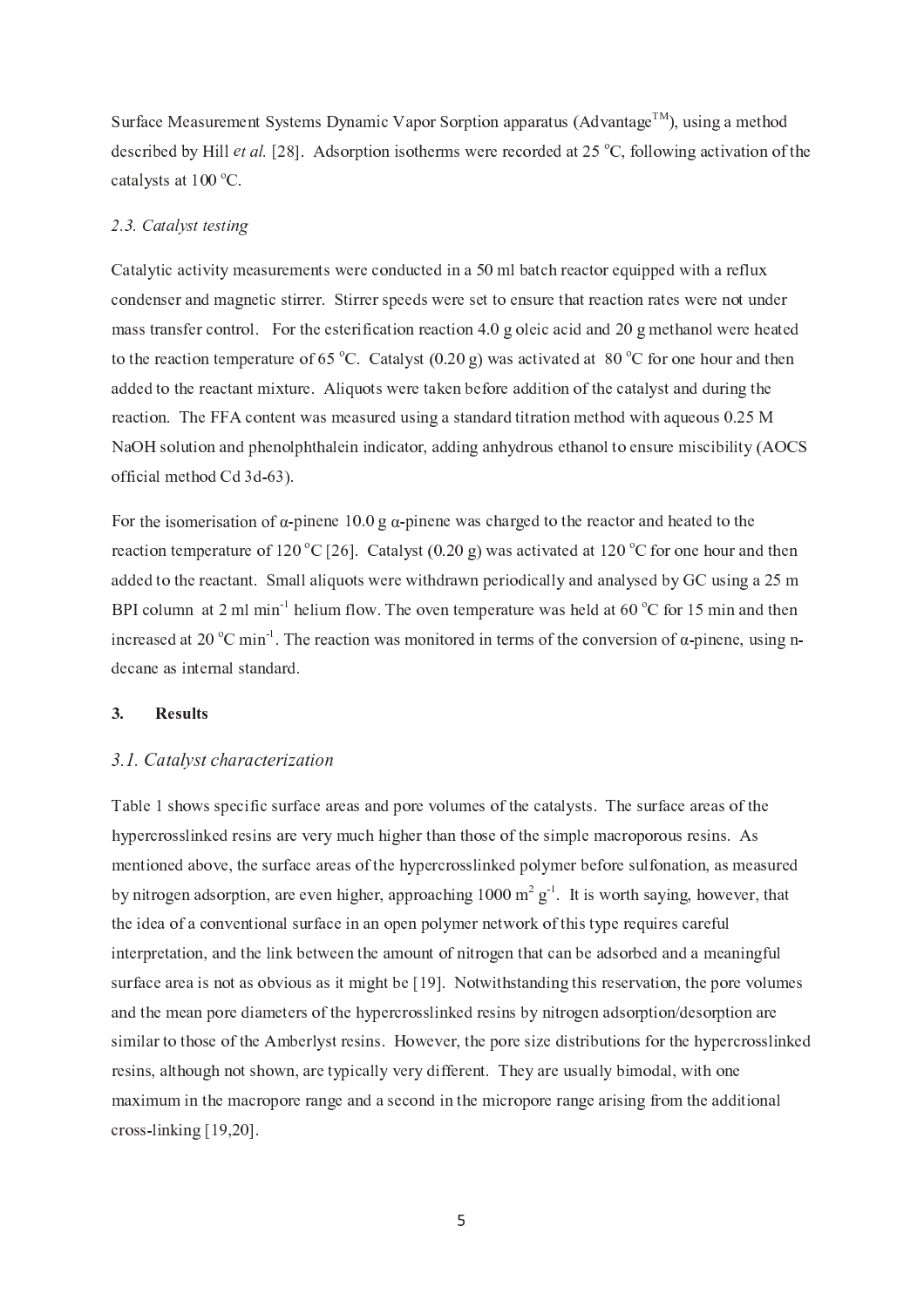Surface Measurement Systems Dynamic Vapor Sorption apparatus (Advantage™), using a method described by Hill *et al.* [28]. Adsorption isotherms were recorded at 25 °C, following activation of the catalysts at 100 °C.

### *2.3. Catalyst testing*

Catalytic activity measurements were conducted in a 50 ml batch reactor equipped with a reflux condenser and magnetic stirrer. Stirrer speeds were set to ensure that reaction rates were not under mass transfer control. For the esterification reaction 4.0 g oleic acid and 20 g methanol were heated to the reaction temperature of 65 °C. Catalyst (0.20 g) was activated at 80 °C for one hour and then added to the reactant mixture. Aliquots were taken before addition of the catalyst and during the reaction. The FFA content was measured using a standard titration method with aqueous 0.25 M NaOH solution and phenolphthalein indicator, adding anhydrous ethanol to ensure miscibility (AOCS official method Cd 3d-63).

For the isomerisation of α-pinene 10.0 g α-pinene was charged to the reactor and heated to the reaction temperature of 120 °C [26]. Catalyst (0.20 g) was activated at 120 °C for one hour and then added to the reactant. Small aliquots were withdrawn periodically and analysed by GC using a 25 m BPI column at 2 ml min$^{-1}$ helium flow. The oven temperature was held at 60 °C for 15 min and then increased at 20 °C min$^{-1}$. The reaction was monitored in terms of the conversion of α-pinene, using n-decane as internal standard.

## 3. Results

### *3.1. Catalyst characterization*

Table 1 shows specific surface areas and pore volumes of the catalysts. The surface areas of the hypercrosslinked resins are very much higher than those of the simple macroporous resins. As mentioned above, the surface areas of the hypercrosslinked polymer before sulfonation, as measured by nitrogen adsorption, are even higher, approaching 1000 m$^2$ g$^{-1}$. It is worth saying, however, that the idea of a conventional surface in an open polymer network of this type requires careful interpretation, and the link between the amount of nitrogen that can be adsorbed and a meaningful surface area is not as obvious as it might be [19]. Notwithstanding this reservation, the pore volumes and the mean pore diameters of the hypercrosslinked resins by nitrogen adsorption/desorption are similar to those of the Amberlyst resins. However, the pore size distributions for the hypercrosslinked resins, although not shown, are typically very different. They are usually bimodal, with one maximum in the macropore range and a second in the micropore range arising from the additional cross-linking [19,20].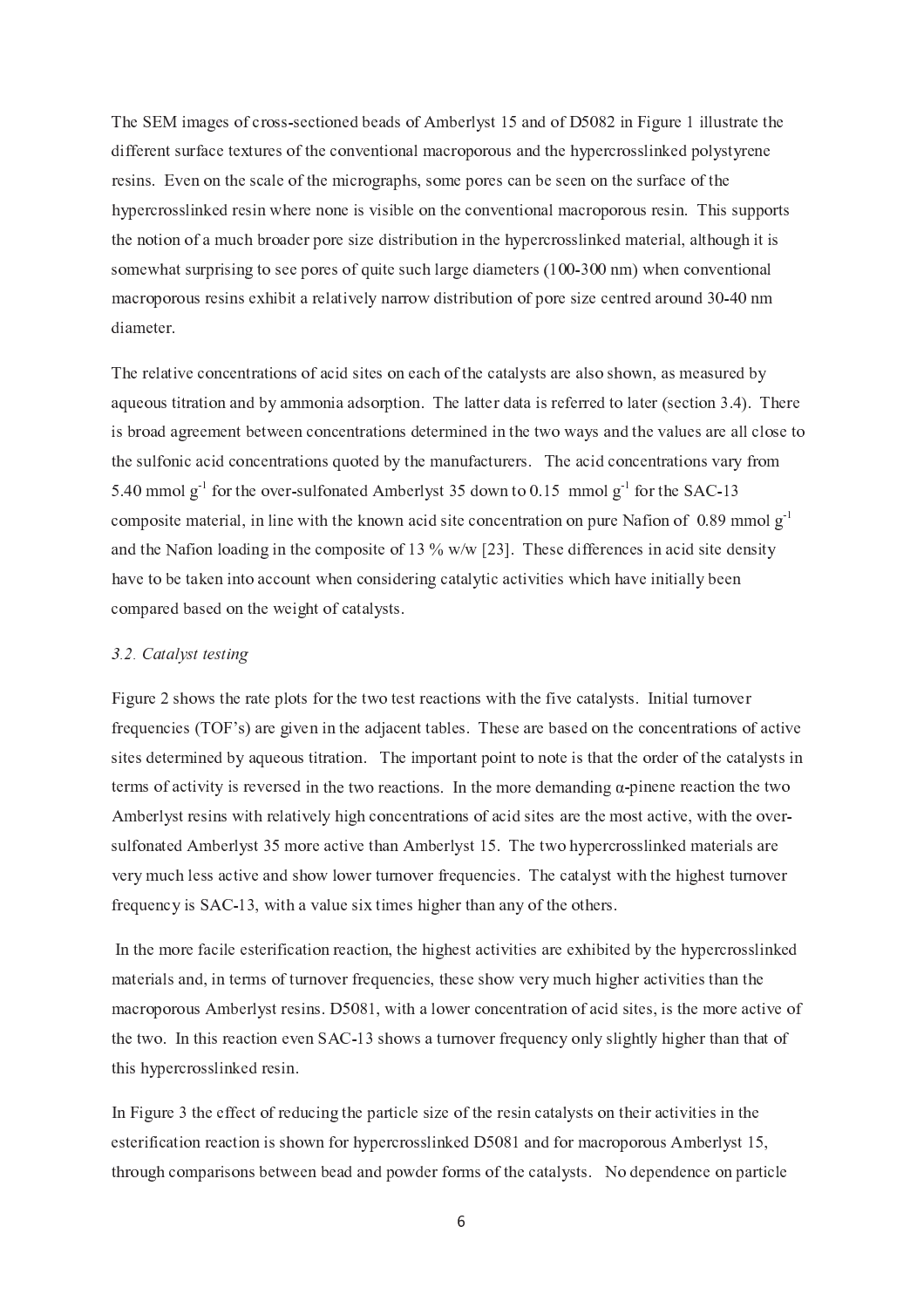The SEM images of cross-sectioned beads of Amberlyst 15 and of D5082 in Figure 1 illustrate the different surface textures of the conventional macroporous and the hypercrosslinked polystyrene resins. Even on the scale of the micrographs, some pores can be seen on the surface of the hypercrosslinked resin where none is visible on the conventional macroporous resin. This supports the notion of a much broader pore size distribution in the hypercrosslinked material, although it is somewhat surprising to see pores of quite such large diameters (100-300 nm) when conventional macroporous resins exhibit a relatively narrow distribution of pore size centred around 30-40 nm diameter.

The relative concentrations of acid sites on each of the catalysts are also shown, as measured by aqueous titration and by ammonia adsorption. The latter data is referred to later (section 3.4). There is broad agreement between concentrations determined in the two ways and the values are all close to the sulfonic acid concentrations quoted by the manufacturers. The acid concentrations vary from 5.40 mmol $g^{-1}$ for the over-sulfonated Amberlyst 35 down to 0.15 mmol $g^{-1}$ for the SAC-13 composite material, in line with the known acid site concentration on pure Nafion of 0.89 mmol $g^{-1}$ and the Nafion loading in the composite of 13 % w/w [23]. These differences in acid site density have to be taken into account when considering catalytic activities which have initially been compared based on the weight of catalysts.

### *3.2. Catalyst testing*

Figure 2 shows the rate plots for the two test reactions with the five catalysts. Initial turnover frequencies (TOF's) are given in the adjacent tables. These are based on the concentrations of active sites determined by aqueous titration. The important point to note is that the order of the catalysts in terms of activity is reversed in the two reactions. In the more demanding α-pinene reaction the two Amberlyst resins with relatively high concentrations of acid sites are the most active, with the over-sulfonated Amberlyst 35 more active than Amberlyst 15. The two hypercrosslinked materials are very much less active and show lower turnover frequencies. The catalyst with the highest turnover frequency is SAC-13, with a value six times higher than any of the others.

In the more facile esterification reaction, the highest activities are exhibited by the hypercrosslinked materials and, in terms of turnover frequencies, these show very much higher activities than the macroporous Amberlyst resins. D5081, with a lower concentration of acid sites, is the more active of the two. In this reaction even SAC-13 shows a turnover frequency only slightly higher than that of this hypercrosslinked resin.

In Figure 3 the effect of reducing the particle size of the resin catalysts on their activities in the esterification reaction is shown for hypercrosslinked D5081 and for macroporous Amberlyst 15, through comparisons between bead and powder forms of the catalysts. No dependence on particle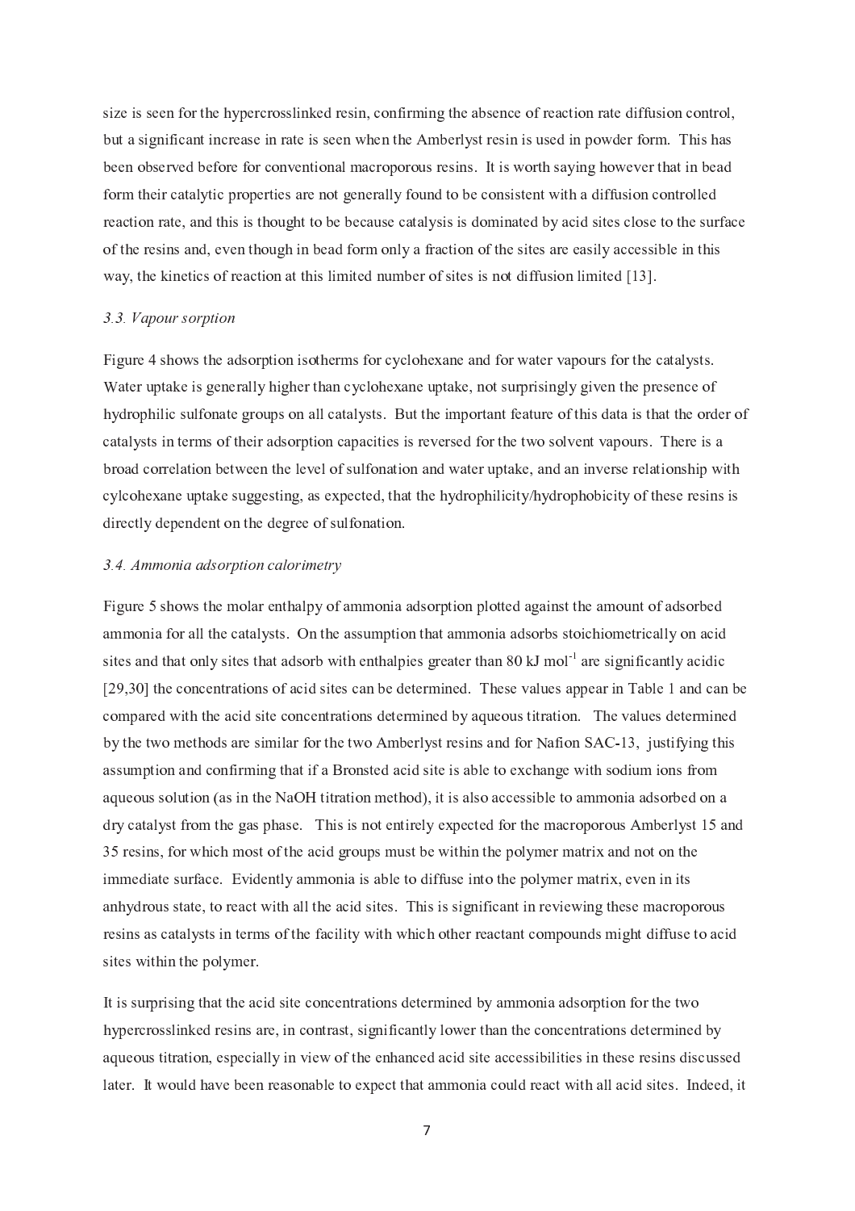size is seen for the hypercrosslinked resin, confirming the absence of reaction rate diffusion control, but a significant increase in rate is seen when the Amberlyst resin is used in powder form. This has been observed before for conventional macroporous resins. It is worth saying however that in bead form their catalytic properties are not generally found to be consistent with a diffusion controlled reaction rate, and this is thought to be because catalysis is dominated by acid sites close to the surface of the resins and, even though in bead form only a fraction of the sites are easily accessible in this way, the kinetics of reaction at this limited number of sites is not diffusion limited [13].

### *3.3. Vapour sorption*

Figure 4 shows the adsorption isotherms for cyclohexane and for water vapours for the catalysts. Water uptake is generally higher than cyclohexane uptake, not surprisingly given the presence of hydrophilic sulfonate groups on all catalysts. But the important feature of this data is that the order of catalysts in terms of their adsorption capacities is reversed for the two solvent vapours. There is a broad correlation between the level of sulfonation and water uptake, and an inverse relationship with cylcohexane uptake suggesting, as expected, that the hydrophilicity/hydrophobicity of these resins is directly dependent on the degree of sulfonation.

### *3.4. Ammonia adsorption calorimetry*

Figure 5 shows the molar enthalpy of ammonia adsorption plotted against the amount of adsorbed ammonia for all the catalysts. On the assumption that ammonia adsorbs stoichiometrically on acid sites and that only sites that adsorb with enthalpies greater than 80 kJ $mol^{-1}$ are significantly acidic [29,30] the concentrations of acid sites can be determined. These values appear in Table 1 and can be compared with the acid site concentrations determined by aqueous titration. The values determined by the two methods are similar for the two Amberlyst resins and for Nafion SAC-13, justifying this assumption and confirming that if a Bronsted acid site is able to exchange with sodium ions from aqueous solution (as in the NaOH titration method), it is also accessible to ammonia adsorbed on a dry catalyst from the gas phase. This is not entirely expected for the macroporous Amberlyst 15 and 35 resins, for which most of the acid groups must be within the polymer matrix and not on the immediate surface. Evidently ammonia is able to diffuse into the polymer matrix, even in its anhydrous state, to react with all the acid sites. This is significant in reviewing these macroporous resins as catalysts in terms of the facility with which other reactant compounds might diffuse to acid sites within the polymer.

It is surprising that the acid site concentrations determined by ammonia adsorption for the two hypercrosslinked resins are, in contrast, significantly lower than the concentrations determined by aqueous titration, especially in view of the enhanced acid site accessibilities in these resins discussed later. It would have been reasonable to expect that ammonia could react with all acid sites. Indeed, it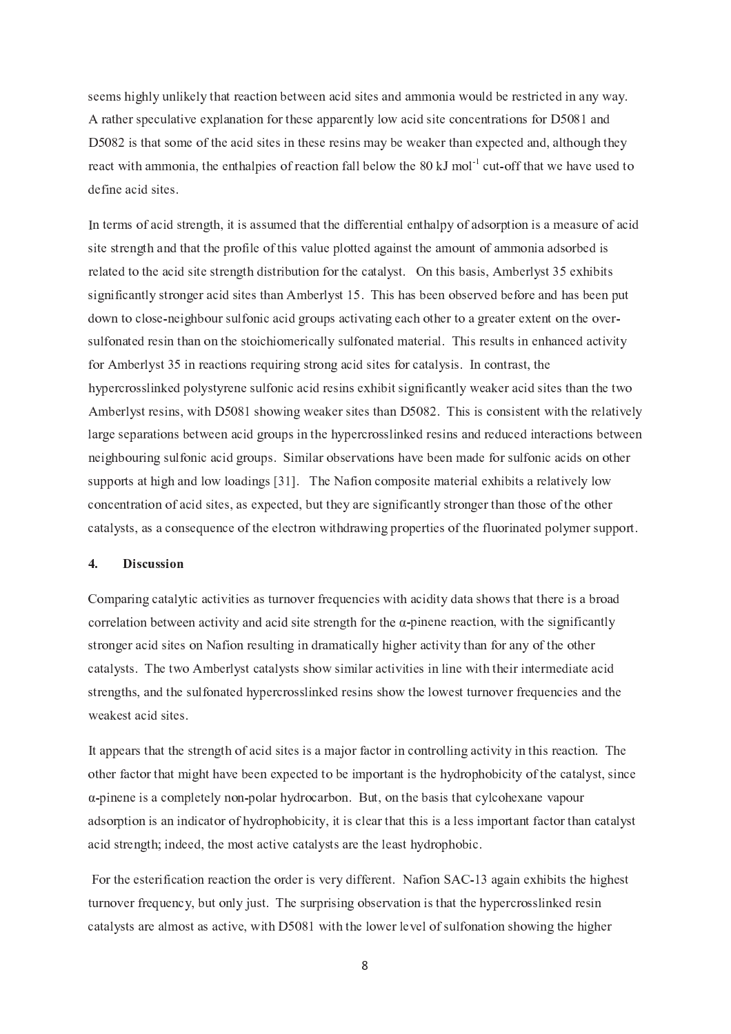seems highly unlikely that reaction between acid sites and ammonia would be restricted in any way. A rather speculative explanation for these apparently low acid site concentrations for D5081 and D5082 is that some of the acid sites in these resins may be weaker than expected and, although they react with ammonia, the enthalpies of reaction fall below the 80 kJ $mol^{-1}$ cut-off that we have used to define acid sites.

In terms of acid strength, it is assumed that the differential enthalpy of adsorption is a measure of acid site strength and that the profile of this value plotted against the amount of ammonia adsorbed is related to the acid site strength distribution for the catalyst. On this basis, Amberlyst 35 exhibits significantly stronger acid sites than Amberlyst 15. This has been observed before and has been put down to close-neighbour sulfonic acid groups activating each other to a greater extent on the over-sulfonated resin than on the stoichiomerically sulfonated material. This results in enhanced activity for Amberlyst 35 in reactions requiring strong acid sites for catalysis. In contrast, the hypercrosslinked polystyrene sulfonic acid resins exhibit significantly weaker acid sites than the two Amberlyst resins, with D5081 showing weaker sites than D5082. This is consistent with the relatively large separations between acid groups in the hypercrosslinked resins and reduced interactions between neighbouring sulfonic acid groups. Similar observations have been made for sulfonic acids on other supports at high and low loadings [31]. The Nafion composite material exhibits a relatively low concentration of acid sites, as expected, but they are significantly stronger than those of the other catalysts, as a consequence of the electron withdrawing properties of the fluorinated polymer support.

## 4. Discussion

Comparing catalytic activities as turnover frequencies with acidity data shows that there is a broad correlation between activity and acid site strength for the α-pinene reaction, with the significantly stronger acid sites on Nafion resulting in dramatically higher activity than for any of the other catalysts. The two Amberlyst catalysts show similar activities in line with their intermediate acid strengths, and the sulfonated hypercrosslinked resins show the lowest turnover frequencies and the weakest acid sites.

It appears that the strength of acid sites is a major factor in controlling activity in this reaction. The other factor that might have been expected to be important is the hydrophobicity of the catalyst, since α-pinene is a completely non-polar hydrocarbon. But, on the basis that cylcohexane vapour adsorption is an indicator of hydrophobicity, it is clear that this is a less important factor than catalyst acid strength; indeed, the most active catalysts are the least hydrophobic.

For the esterification reaction the order is very different. Nafion SAC-13 again exhibits the highest turnover frequency, but only just. The surprising observation is that the hypercrosslinked resin catalysts are almost as active, with D5081 with the lower level of sulfonation showing the higher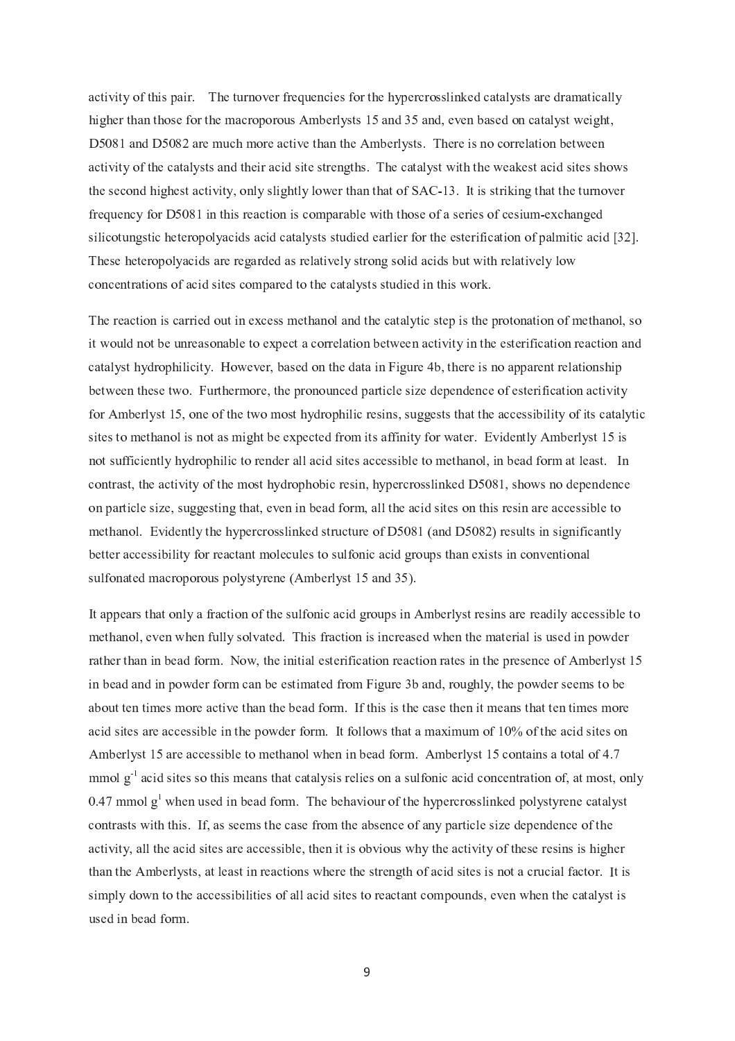activity of this pair. The turnover frequencies for the hypercrosslinked catalysts are dramatically higher than those for the macroporous Amberlysts 15 and 35 and, even based on catalyst weight, D5081 and D5082 are much more active than the Amberlysts. There is no correlation between activity of the catalysts and their acid site strengths. The catalyst with the weakest acid sites shows the second highest activity, only slightly lower than that of SAC-13. It is striking that the turnover frequency for D5081 in this reaction is comparable with those of a series of cesium-exchanged silicotungstic heteropolyacids acid catalysts studied earlier for the esterification of palmitic acid [32]. These heteropolyacids are regarded as relatively strong solid acids but with relatively low concentrations of acid sites compared to the catalysts studied in this work.

The reaction is carried out in excess methanol and the catalytic step is the protonation of methanol, so it would not be unreasonable to expect a correlation between activity in the esterification reaction and catalyst hydrophilicity. However, based on the data in Figure 4b, there is no apparent relationship between these two. Furthermore, the pronounced particle size dependence of esterification activity for Amberlyst 15, one of the two most hydrophilic resins, suggests that the accessibility of its catalytic sites to methanol is not as might be expected from its affinity for water. Evidently Amberlyst 15 is not sufficiently hydrophilic to render all acid sites accessible to methanol, in bead form at least. In contrast, the activity of the most hydrophobic resin, hypercrosslinked D5081, shows no dependence on particle size, suggesting that, even in bead form, all the acid sites on this resin are accessible to methanol. Evidently the hypercrosslinked structure of D5081 (and D5082) results in significantly better accessibility for reactant molecules to sulfonic acid groups than exists in conventional sulfonated macroporous polystyrene (Amberlyst 15 and 35).

It appears that only a fraction of the sulfonic acid groups in Amberlyst resins are readily accessible to methanol, even when fully solvated. This fraction is increased when the material is used in powder rather than in bead form. Now, the initial esterification reaction rates in the presence of Amberlyst 15 in bead and in powder form can be estimated from Figure 3b and, roughly, the powder seems to be about ten times more active than the bead form. If this is the case then it means that ten times more acid sites are accessible in the powder form. It follows that a maximum of 10% of the acid sites on Amberlyst 15 are accessible to methanol when in bead form. Amberlyst 15 contains a total of 4.7 mmol $g^{-1}$ acid sites so this means that catalysis relies on a sulfonic acid concentration of, at most, only 0.47 mmol $g^{1}$ when used in bead form. The behaviour of the hypercrosslinked polystyrene catalyst contrasts with this. If, as seems the case from the absence of any particle size dependence of the activity, all the acid sites are accessible, then it is obvious why the activity of these resins is higher than the Amberlysts, at least in reactions where the strength of acid sites is not a crucial factor. It is simply down to the accessibilities of all acid sites to reactant compounds, even when the catalyst is used in bead form.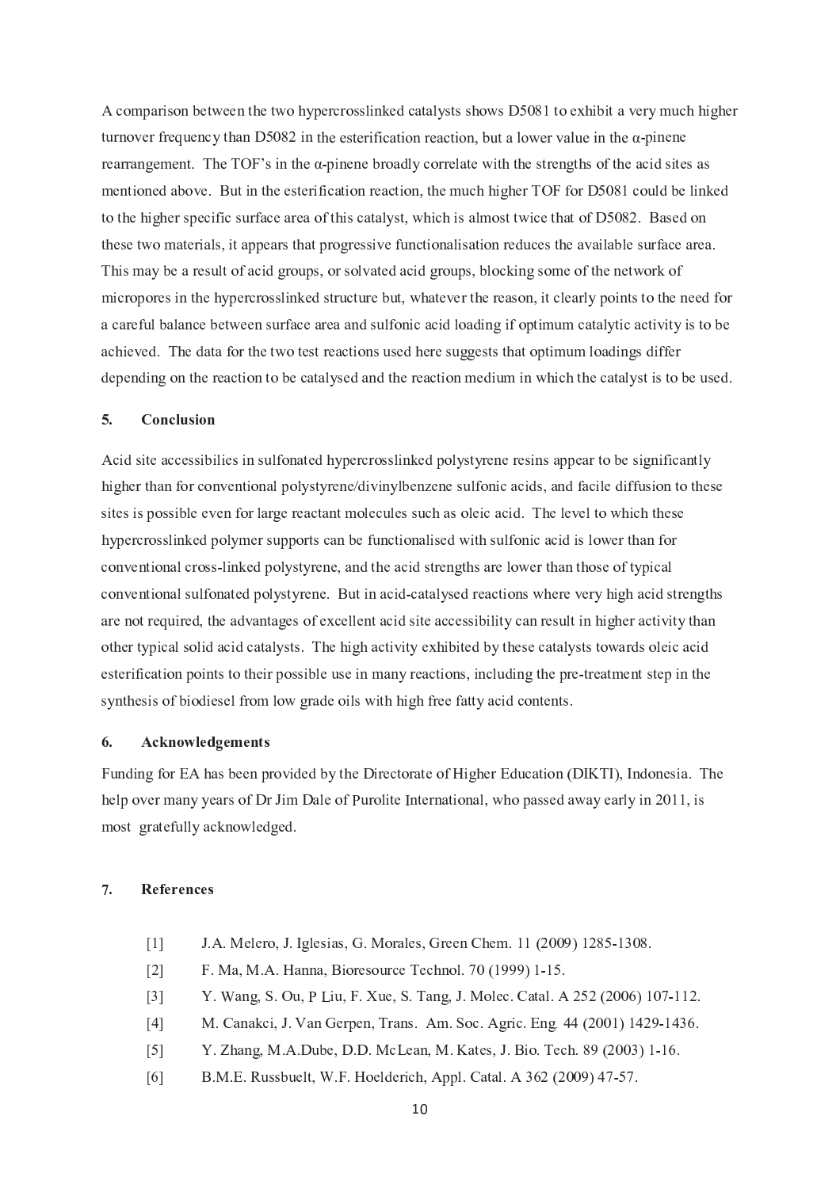A comparison between the two hypercrosslinked catalysts shows D5081 to exhibit a very much higher turnover frequency than D5082 in the esterification reaction, but a lower value in the α-pinene rearrangement. The TOF's in the α-pinene broadly correlate with the strengths of the acid sites as mentioned above. But in the esterification reaction, the much higher TOF for D5081 could be linked to the higher specific surface area of this catalyst, which is almost twice that of D5082. Based on these two materials, it appears that progressive functionalisation reduces the available surface area. This may be a result of acid groups, or solvated acid groups, blocking some of the network of micropores in the hypercrosslinked structure but, whatever the reason, it clearly points to the need for a careful balance between surface area and sulfonic acid loading if optimum catalytic activity is to be achieved. The data for the two test reactions used here suggests that optimum loadings differ depending on the reaction to be catalysed and the reaction medium in which the catalyst is to be used.

## 5. Conclusion

Acid site accessibilies in sulfonated hypercrosslinked polystyrene resins appear to be significantly higher than for conventional polystyrene/divinylbenzene sulfonic acids, and facile diffusion to these sites is possible even for large reactant molecules such as oleic acid. The level to which these hypercrosslinked polymer supports can be functionalised with sulfonic acid is lower than for conventional cross-linked polystyrene, and the acid strengths are lower than those of typical conventional sulfonated polystyrene. But in acid-catalysed reactions where very high acid strengths are not required, the advantages of excellent acid site accessibility can result in higher activity than other typical solid acid catalysts. The high activity exhibited by these catalysts towards oleic acid esterification points to their possible use in many reactions, including the pre-treatment step in the synthesis of biodiesel from low grade oils with high free fatty acid contents.

## 6. Acknowledgements

Funding for EA has been provided by the Directorate of Higher Education (DIKTI), Indonesia. The help over many years of Dr Jim Dale of Purolite International, who passed away early in 2011, is most gratefully acknowledged.

## 7. References

[1] J.A. Melero, J. Iglesias, G. Morales, Green Chem. 11 (2009) 1285-1308.

[2] F. Ma, M.A. Hanna, Bioresource Technol. 70 (1999) 1-15.

[3] Y. Wang, S. Ou, P Liu, F. Xue, S. Tang, J. Molec. Catal. A 252 (2006) 107-112.

[4] M. Canakci, J. Van Gerpen, Trans. Am. Soc. Agric. Eng. 44 (2001) 1429-1436.

[5] Y. Zhang, M.A.Dube, D.D. McLean, M. Kates, J. Bio. Tech. 89 (2003) 1-16.

[6] B.M.E. Russbuelt, W.F. Hoelderich, Appl. Catal. A 362 (2009) 47-57.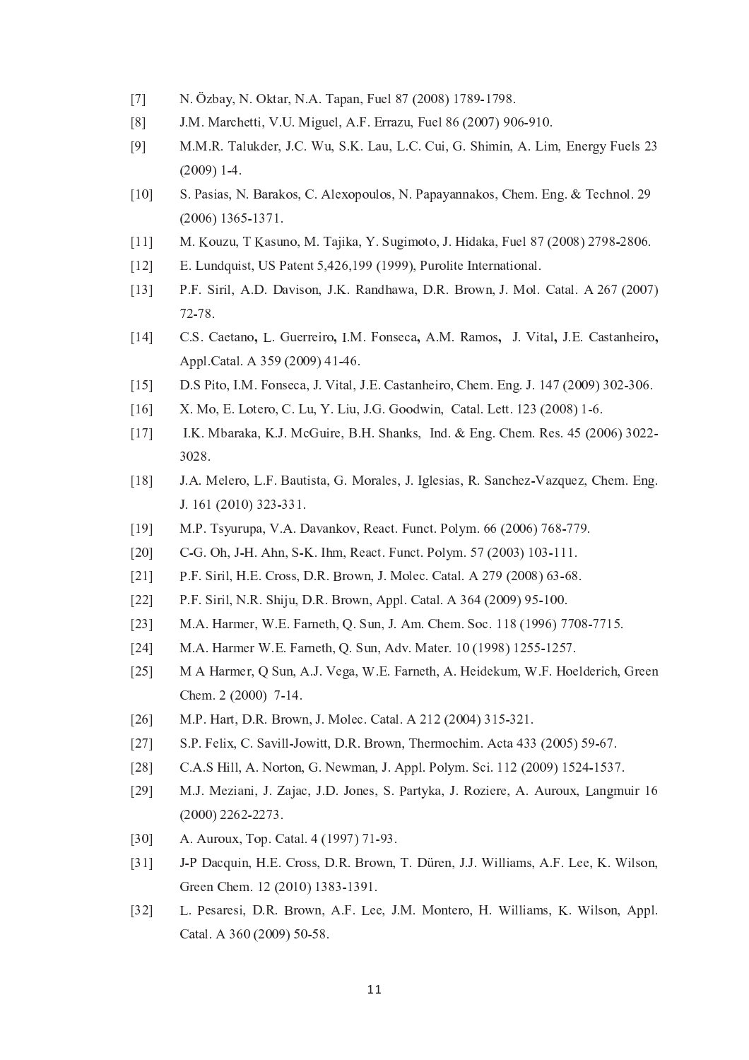[7] N. Özbay, N. Oktar, N.A. Tapan, Fuel 87 (2008) 1789-1798.

[8] J.M. Marchetti, V.U. Miguel, A.F. Errazu, Fuel 86 (2007) 906-910.

[9] M.M.R. Talukder, J.C. Wu, S.K. Lau, L.C. Cui, G. Shimin, A. Lim, Energy Fuels 23 (2009) 1-4.

[10] S. Pasias, N. Barakos, C. Alexopoulos, N. Papayannakos, Chem. Eng. & Technol. 29 (2006) 1365-1371.

[11] M. Kouzu, T Kasuno, M. Tajika, Y. Sugimoto, J. Hidaka, Fuel 87 (2008) 2798-2806.

[12] E. Lundquist, US Patent 5,426,199 (1999), Purolite International.

[13] P.F. Siril, A.D. Davison, J.K. Randhawa, D.R. Brown, J. Mol. Catal. A 267 (2007) 72-78.

[14] C.S. Caetano, L. Guerreiro, I.M. Fonseca, A.M. Ramos, J. Vital, J.E. Castanheiro, Appl.Catal. A 359 (2009) 41-46.

[15] D.S Pito, I.M. Fonseca, J. Vital, J.E. Castanheiro, Chem. Eng. J. 147 (2009) 302-306.

[16] X. Mo, E. Lotero, C. Lu, Y. Liu, J.G. Goodwin, Catal. Lett. 123 (2008) 1-6.

[17] I.K. Mbaraka, K.J. McGuire, B.H. Shanks, Ind. & Eng. Chem. Res. 45 (2006) 3022-3028.

[18] J.A. Melero, L.F. Bautista, G. Morales, J. Iglesias, R. Sanchez-Vazquez, Chem. Eng. J. 161 (2010) 323-331.

[19] M.P. Tsyurupa, V.A. Davankov, React. Funct. Polym. 66 (2006) 768-779.

[20] C-G. Oh, J-H. Ahn, S-K. Ihm, React. Funct. Polym. 57 (2003) 103-111.

[21] P.F. Siril, H.E. Cross, D.R. Brown, J. Molec. Catal. A 279 (2008) 63-68.

[22] P.F. Siril, N.R. Shiju, D.R. Brown, Appl. Catal. A 364 (2009) 95-100.

[23] M.A. Harmer, W.E. Farneth, Q. Sun, J. Am. Chem. Soc. 118 (1996) 7708-7715.

[24] M.A. Harmer W.E. Farneth, Q. Sun, Adv. Mater. 10 (1998) 1255-1257.

[25] M A Harmer, Q Sun, A.J. Vega, W.E. Farneth, A. Heidekum, W.F. Hoelderich, Green Chem. 2 (2000) 7-14.

[26] M.P. Hart, D.R. Brown, J. Molec. Catal. A 212 (2004) 315-321.

[27] S.P. Felix, C. Savill-Jowitt, D.R. Brown, Thermochim. Acta 433 (2005) 59-67.

[28] C.A.S Hill, A. Norton, G. Newman, J. Appl. Polym. Sci. 112 (2009) 1524-1537.

[29] M.J. Meziani, J. Zajac, J.D. Jones, S. Partyka, J. Roziere, A. Auroux, Langmuir 16 (2000) 2262-2273.

[30] A. Auroux, Top. Catal. 4 (1997) 71-93.

[31] J-P Dacquin, H.E. Cross, D.R. Brown, T. Düren, J.J. Williams, A.F. Lee, K. Wilson, Green Chem. 12 (2010) 1383-1391.

[32] L. Pesaresi, D.R. Brown, A.F. Lee, J.M. Montero, H. Williams, K. Wilson, Appl. Catal. A 360 (2009) 50-58.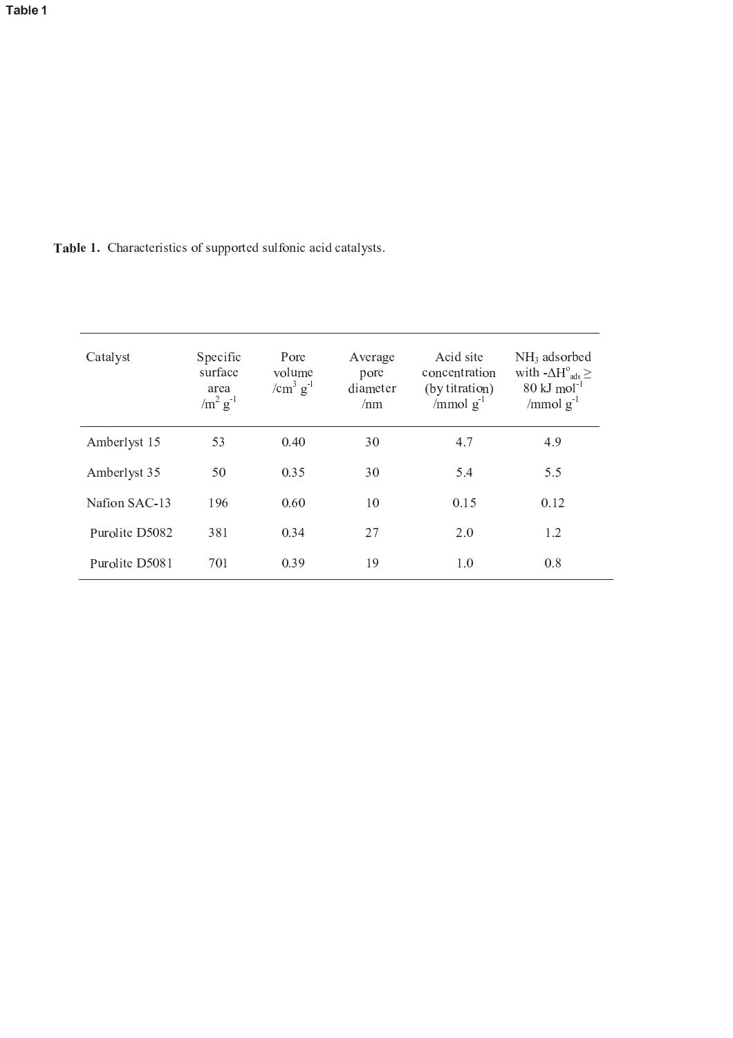Table 1

**Table 1.** Characteristics of supported sulfonic acid catalysts.

| Catalyst | Specific surface area /$m^2$ $g^{-1}$ | Pore volume /$cm^3$ $g^{-1}$ | Average pore diameter /nm | Acid site concentration (by titration) /mmol $g^{-1}$ | $NH_3$ adsorbed with $-\Delta H^{o}_{ads} \geq$ 80 kJ $mol^{-1}$ /mmol $g^{-1}$ |
|---|---|---|---|---|---|
| Amberlyst 15 | 53 | 0.40 | 30 | 4.7 | 4.9 |
| Amberlyst 35 | 50 | 0.35 | 30 | 5.4 | 5.5 |
| Nafion SAC-13 | 196 | 0.60 | 10 | 0.15 | 0.12 |
| Purolite D5082 | 381 | 0.34 | 27 | 2.0 | 1.2 |
| Purolite D5081 | 701 | 0.39 | 19 | 1.0 | 0.8 |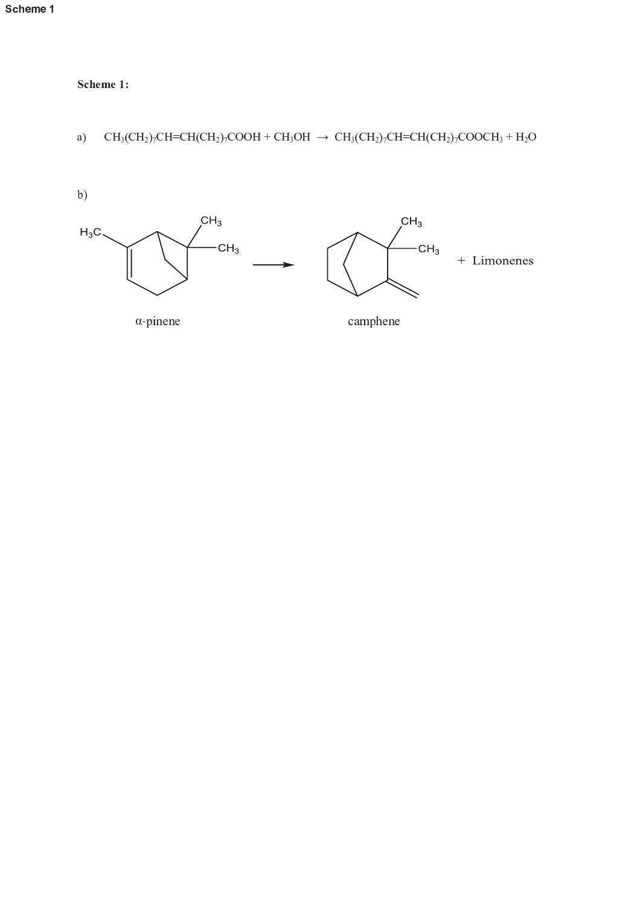Scheme 1

**Scheme 1:**

a) $CH_3(CH_2)_7CH{=}CH(CH_2)_7COOH + CH_3OH \rightarrow CH_3(CH_2)_7CH{=}CH(CH_2)_7COOCH_3 + H_2O$

b)

α-pinene → camphene + Limonenes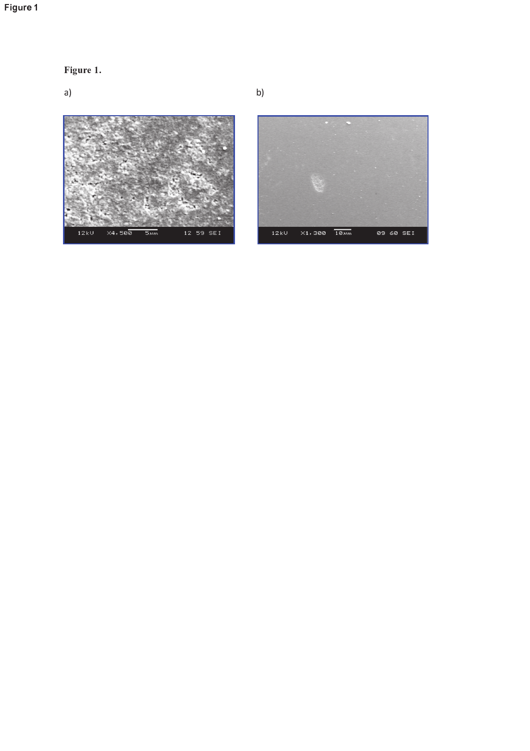Figure 1

**Figure 1.**

a)

b)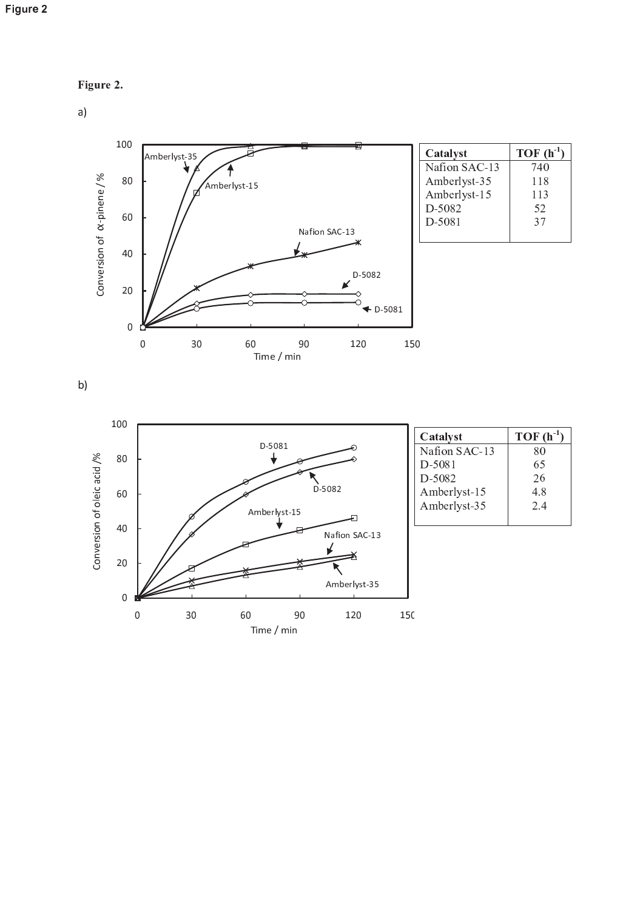Figure 2

**Figure 2.**

a)

| Catalyst | TOF ($h^{-1}$) |
|---|---|
| Nafion SAC-13 | 740 |
| Amberlyst-35 | 118 |
| Amberlyst-15 | 113 |
| D-5082 | 52 |
| D-5081 | 37 |

b)

| Catalyst | TOF ($h^{-1}$) |
|---|---|
| Nafion SAC-13 | 80 |
| D-5081 | 65 |
| D-5082 | 26 |
| Amberlyst-15 | 4.8 |
| Amberlyst-35 | 2.4 |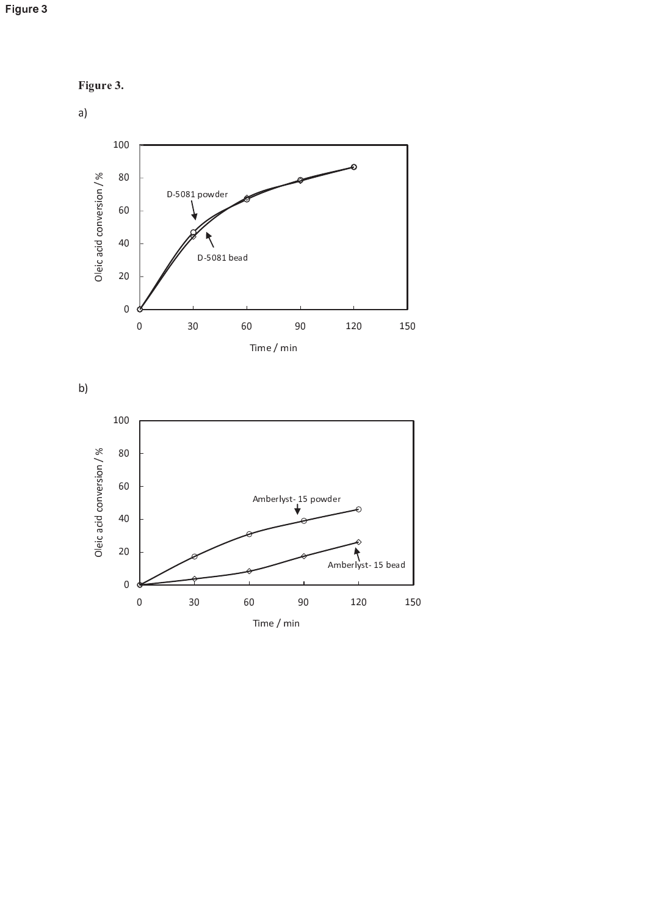Figure 3

**Figure 3.**

a)

b)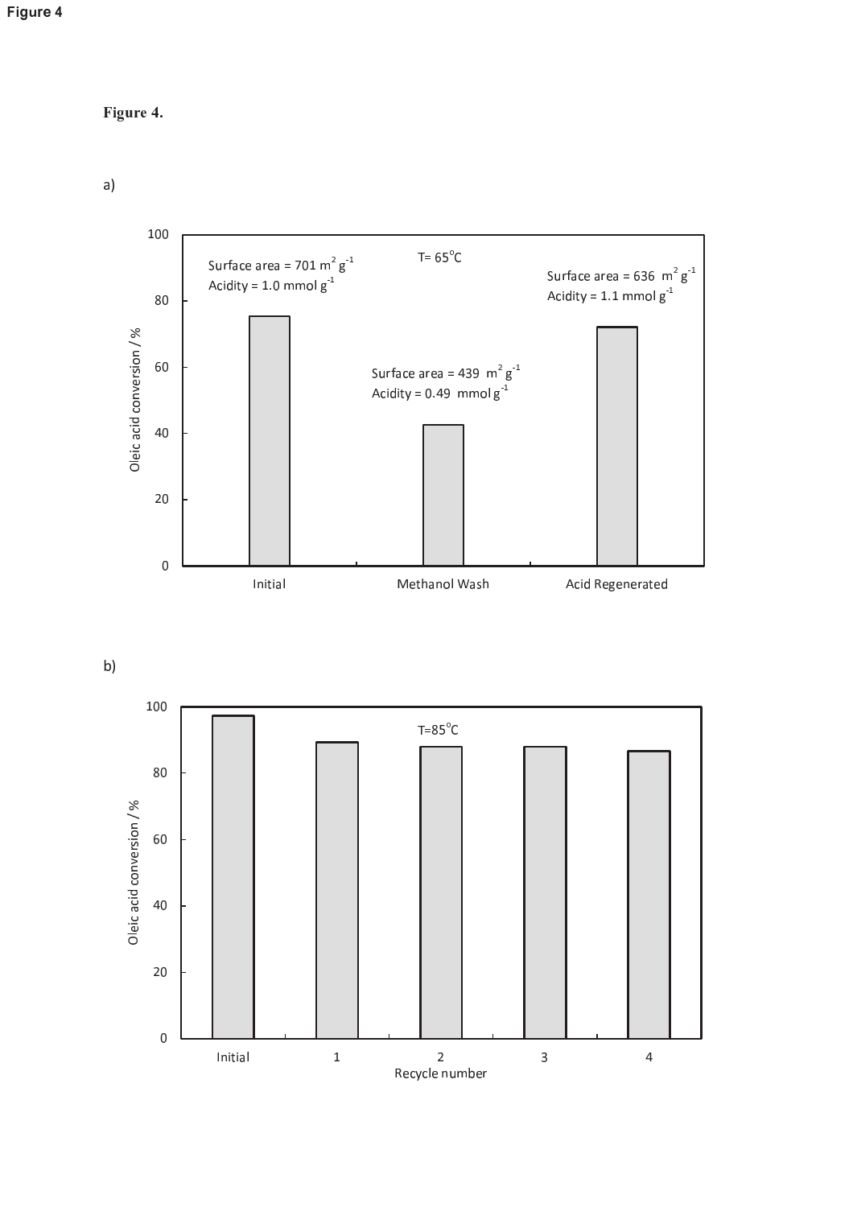Figure 4

**Figure 4.**

a)

b)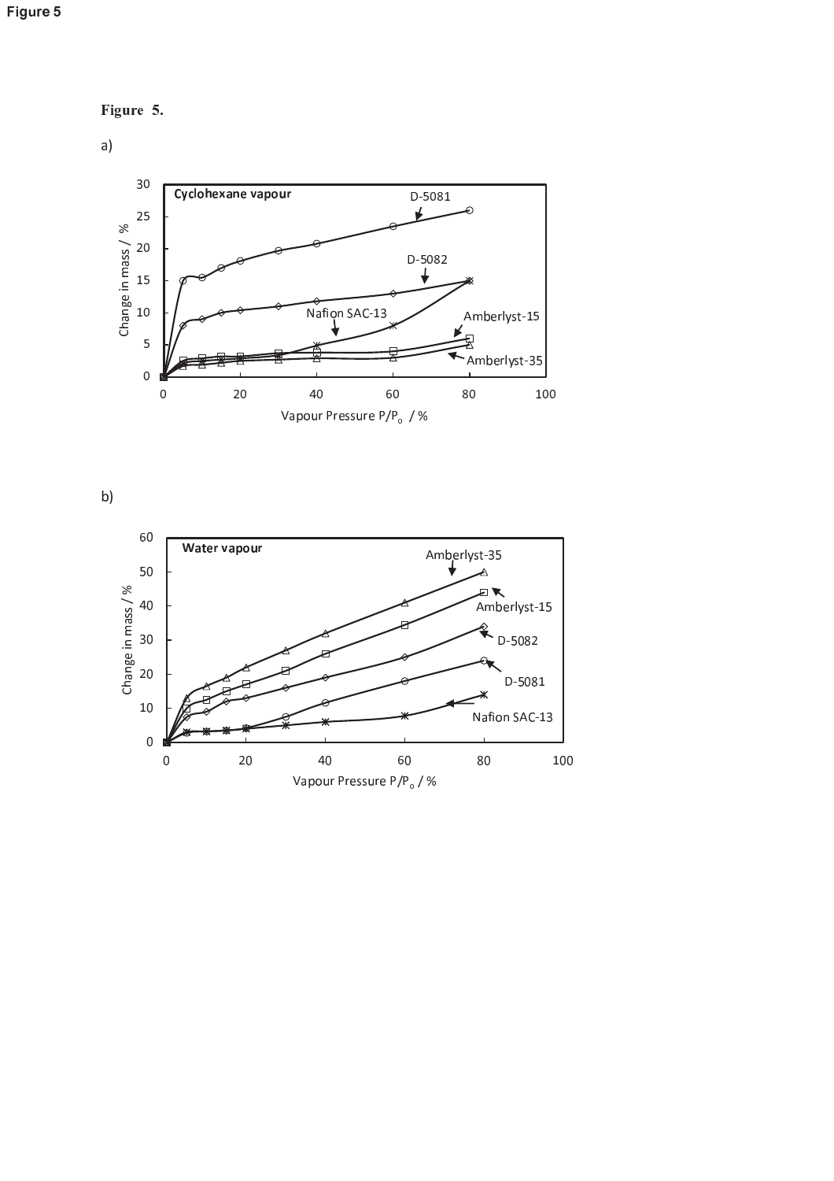Figure 5

**Figure 5.**

a)

b)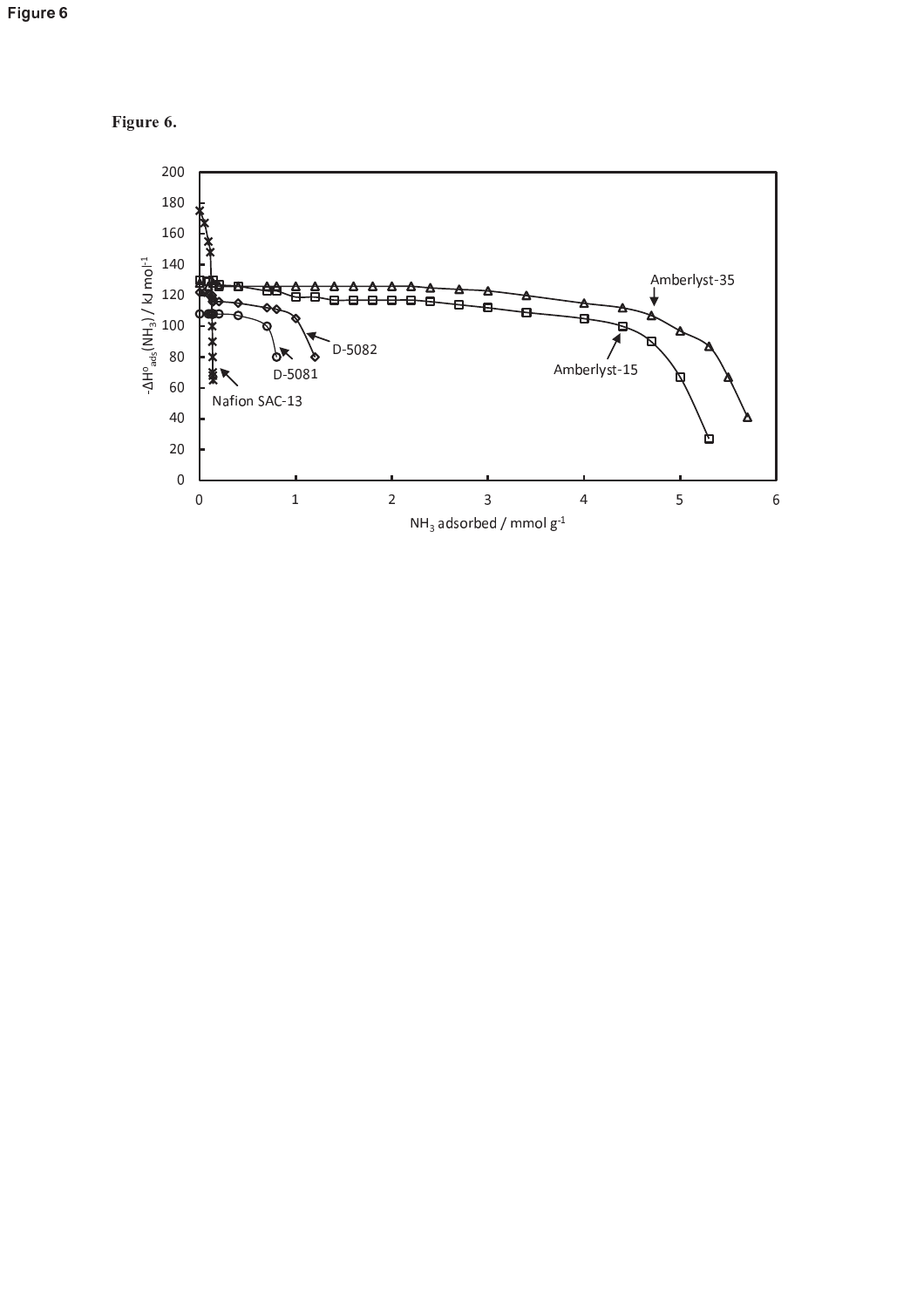Figure 6

**Figure 6.**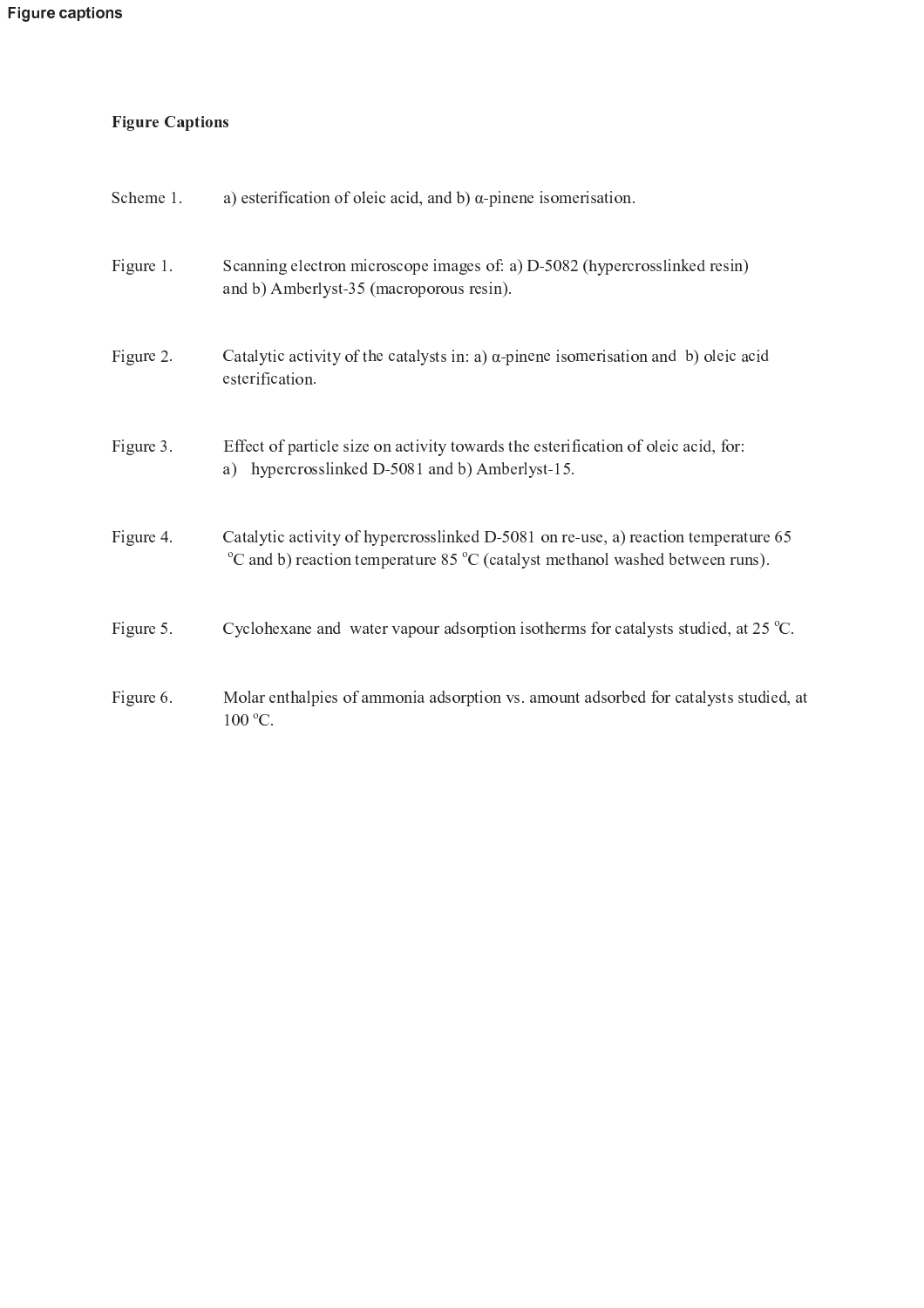# Figure captions

## Figure Captions

Scheme 1. a) esterification of oleic acid, and b) α-pinene isomerisation.

Figure 1. Scanning electron microscope images of: a) D-5082 (hypercrosslinked resin) and b) Amberlyst-35 (macroporous resin).

Figure 2. Catalytic activity of the catalysts in: a) α-pinene isomerisation and b) oleic acid esterification.

Figure 3. Effect of particle size on activity towards the esterification of oleic acid, for: a) hypercrosslinked D-5081 and b) Amberlyst-15.

Figure 4. Catalytic activity of hypercrosslinked D-5081 on re-use, a) reaction temperature 65 $^{o}C$ and b) reaction temperature 85 $^{o}C$ (catalyst methanol washed between runs).

Figure 5. Cyclohexane and water vapour adsorption isotherms for catalysts studied, at 25 $^{o}C$.

Figure 6. Molar enthalpies of ammonia adsorption vs. amount adsorbed for catalysts studied, at 100 $^{o}C$.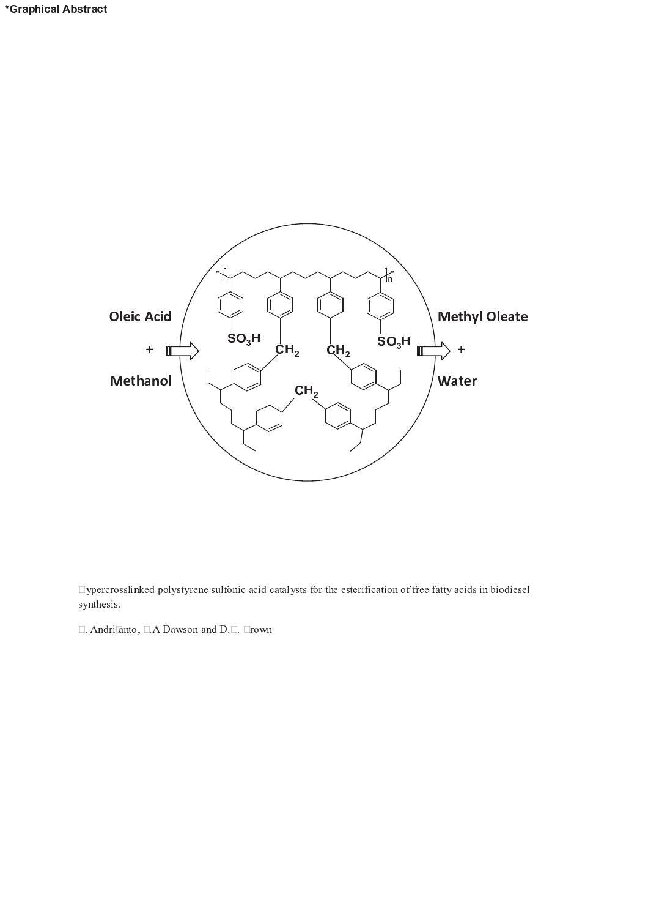*Graphical Abstract

Oleic Acid

+

Methanol

Methyl Oleate

+

Water

$SO_3H$

$CH_2$

$CH_2$

$SO_3H$

$CH_2$

ypercrosslinked polystyrene sulfonic acid catalysts for the esterification of free fatty acids in biodiesel synthesis.

. Andrianto, .A Dawson and D.. rown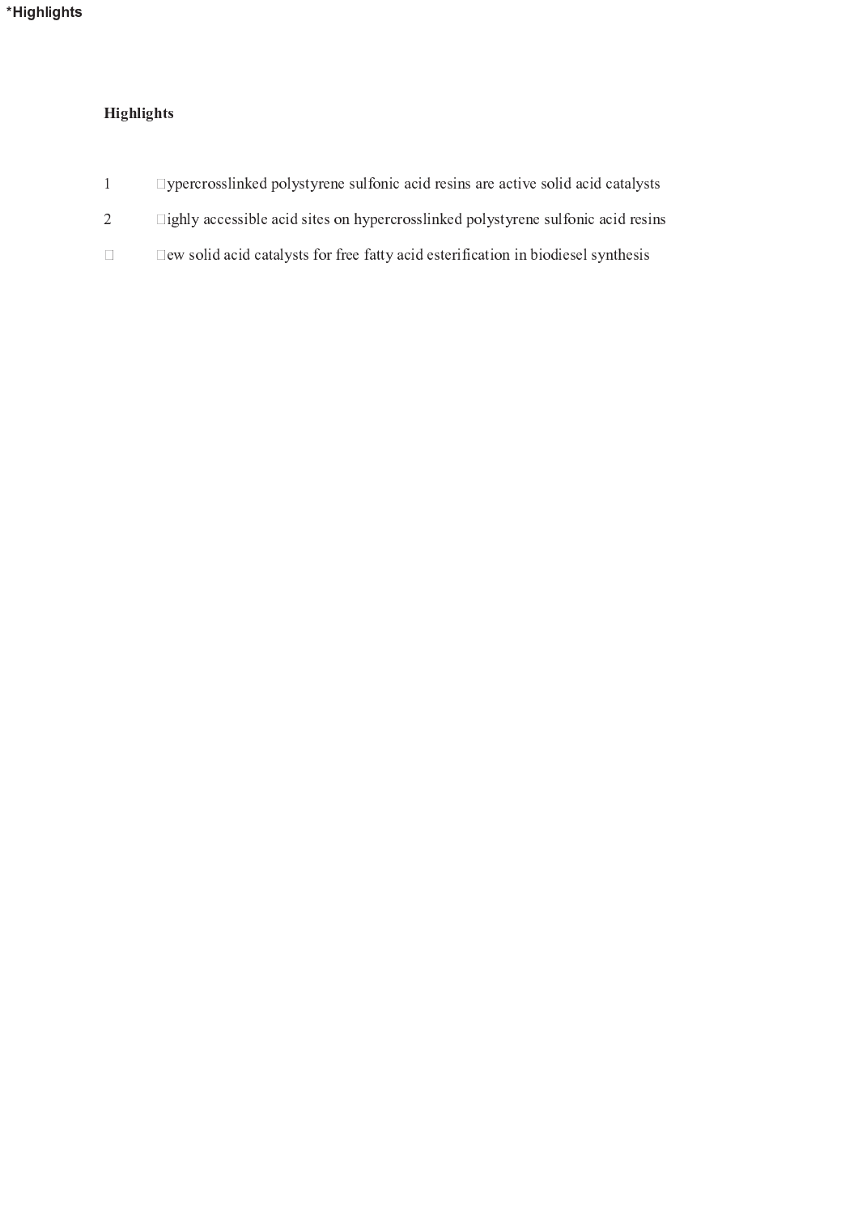*Highlights

**Highlights**

1 ypercrosslinked polystyrene sulfonic acid resins are active solid acid catalysts

2 ighly accessible acid sites on hypercrosslinked polystyrene sulfonic acid resins

ew solid acid catalysts for free fatty acid esterification in biodiesel synthesis